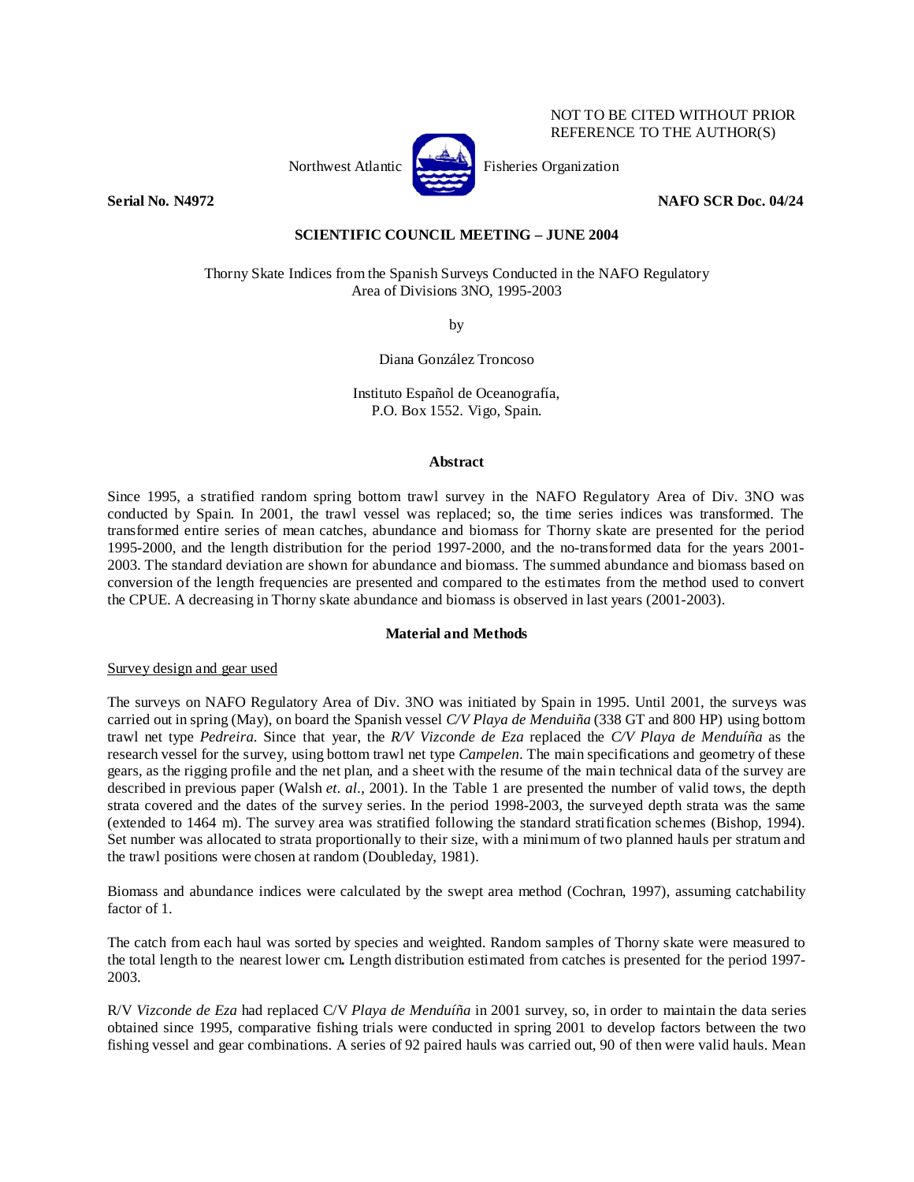NOT TO BE CITED WITHOUT PRIOR REFERENCE TO THE AUTHOR(S)

Northwest Atlantic Fisheries Organization

**Serial No. N4972** **NAFO SCR Doc. 04/24**

**SCIENTIFIC COUNCIL MEETING – JUNE 2004**

Thorny Skate Indices from the Spanish Surveys Conducted in the NAFO Regulatory Area of Divisions 3NO, 1995-2003

by

Diana González Troncoso

Instituto Español de Oceanografía,
P.O. Box 1552. Vigo, Spain.

## Abstract

Since 1995, a stratified random spring bottom trawl survey in the NAFO Regulatory Area of Div. 3NO was conducted by Spain. In 2001, the trawl vessel was replaced; so, the time series indices was transformed. The transformed entire series of mean catches, abundance and biomass for Thorny skate are presented for the period 1995-2000, and the length distribution for the period 1997-2000, and the no-transformed data for the years 2001-2003. The standard deviation are shown for abundance and biomass. The summed abundance and biomass based on conversion of the length frequencies are presented and compared to the estimates from the method used to convert the CPUE. A decreasing in Thorny skate abundance and biomass is observed in last years (2001-2003).

## Material and Methods

### Survey design and gear used

The surveys on NAFO Regulatory Area of Div. 3NO was initiated by Spain in 1995. Until 2001, the surveys was carried out in spring (May), on board the Spanish vessel *C/V Playa de Menduiña* (338 GT and 800 HP) using bottom trawl net type *Pedreira*. Since that year, the *R/V Vizconde de Eza* replaced the *C/V Playa de Menduíña* as the research vessel for the survey, using bottom trawl net type *Campelen*. The main specifications and geometry of these gears, as the rigging profile and the net plan, and a sheet with the resume of the main technical data of the survey are described in previous paper (Walsh *et. al*., 2001). In the Table 1 are presented the number of valid tows, the depth strata covered and the dates of the survey series. In the period 1998-2003, the surveyed depth strata was the same (extended to 1464 m). The survey area was stratified following the standard stratification schemes (Bishop, 1994). Set number was allocated to strata proportionally to their size, with a minimum of two planned hauls per stratum and the trawl positions were chosen at random (Doubleday, 1981).

Biomass and abundance indices were calculated by the swept area method (Cochran, 1997), assuming catchability factor of 1.

The catch from each haul was sorted by species and weighted. Random samples of Thorny skate were measured to the total length to the nearest lower cm**.** Length distribution estimated from catches is presented for the period 1997-2003.

R/V *Vizconde de Eza* had replaced C/V *Playa de Menduíña* in 2001 survey, so, in order to maintain the data series obtained since 1995, comparative fishing trials were conducted in spring 2001 to develop factors between the two fishing vessel and gear combinations. A series of 92 paired hauls was carried out, 90 of then were valid hauls. Mean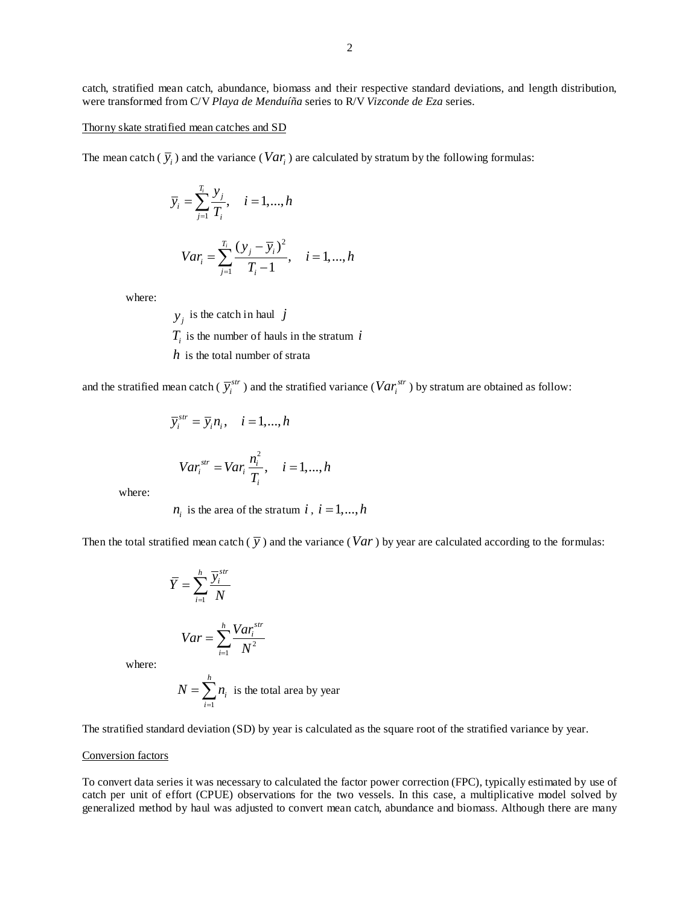catch, stratified mean catch, abundance, biomass and their respective standard deviations, and length distribution, were transformed from C/V *Playa de Menduíña* series to R/V *Vizconde de Eza* series.

Thorny skate stratified mean catches and SD

The mean catch ( $\overline{y}_i$ ) and the variance ( $Var_i$ ) are calculated by stratum by the following formulas:

$$\overline{y}_i = \sum_{j=1}^{T_i} \frac{y_j}{T_i}, \quad i = 1,...,h$$

$$Var_i = \sum_{j=1}^{T_i} \frac{(y_j - \overline{y}_i)^2}{T_i - 1}, \quad i = 1,...,h$$

where:

$y_j$ is the catch in haul $j$

$T_i$ is the number of hauls in the stratum $i$

$h$ is the total number of strata

and the stratified mean catch ( $\overline{y}_i^{str}$ ) and the stratified variance ( $Var_i^{str}$ ) by stratum are obtained as follow:

$$\overline{y}_i^{str} = \overline{y}_i n_i, \quad i = 1,...,h$$

$$Var_i^{str} = Var_i \frac{n_i^2}{T_i}, \quad i = 1,...,h$$

where:

$n_i$ is the area of the stratum $i$ , $i = 1,...,h$

Then the total stratified mean catch ( $\overline{y}$ ) and the variance ( $Var$ ) by year are calculated according to the formulas:

$$\overline{Y} = \sum_{i=1}^{h} \frac{\overline{y}_i^{str}}{N}$$

$$Var = \sum_{i=1}^{h} \frac{Var_i^{str}}{N^2}$$

where:

$$N = \sum_{i=1}^{h} n_i \text{ is the total area by year}$$

The stratified standard deviation (SD) by year is calculated as the square root of the stratified variance by year.

Conversion factors

To convert data series it was necessary to calculated the factor power correction (FPC), typically estimated by use of catch per unit of effort (CPUE) observations for the two vessels. In this case, a multiplicative model solved by generalized method by haul was adjusted to convert mean catch, abundance and biomass. Although there are many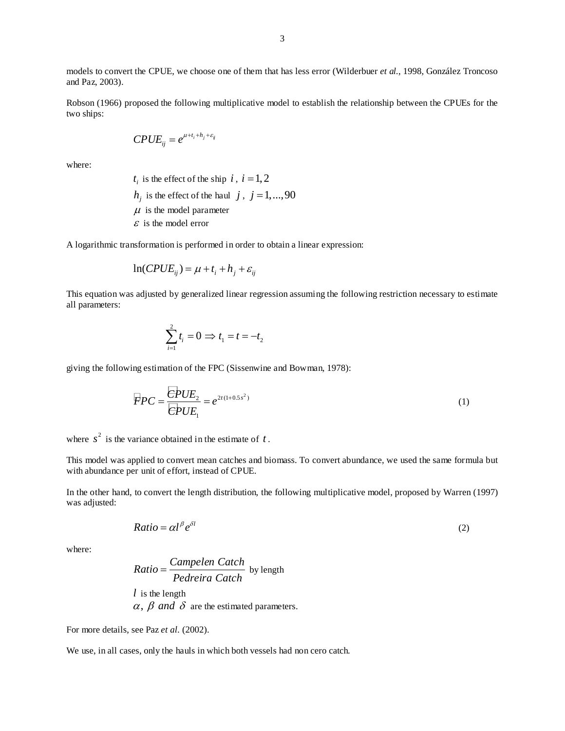models to convert the CPUE, we choose one of them that has less error (Wilderbuer *et al.*, 1998, González Troncoso and Paz, 2003).

Robson (1966) proposed the following multiplicative model to establish the relationship between the CPUEs for the two ships:

$$CPUE_{ij} = e^{\mu + t_i + h_j + \varepsilon_{ij}}$$

where:

- $t_i$ is the effect of the ship $i$, $i = 1, 2$
- $h_j$ is the effect of the haul $j$, $j = 1, ..., 90$
- $\mu$ is the model parameter
- $\varepsilon$ is the model error

A logarithmic transformation is performed in order to obtain a linear expression:

$$\ln(CPUE_{ij}) = \mu + t_i + h_j + \varepsilon_{ij}$$

This equation was adjusted by generalized linear regression assuming the following restriction necessary to estimate all parameters:

$$\sum_{i=1}^{2} t_i = 0 \Rightarrow t_1 = t = -t_2$$

giving the following estimation of the FPC (Sissenwine and Bowman, 1978):

$$\hat{FPC} = \frac{\hat{CPUE}_2}{\hat{CPUE}_1} = e^{2t(1+0.5s^2)} \qquad (1)$$

where $s^2$ is the variance obtained in the estimate of $t$.

This model was applied to convert mean catches and biomass. To convert abundance, we used the same formula but with abundance per unit of effort, instead of CPUE.

In the other hand, to convert the length distribution, the following multiplicative model, proposed by Warren (1997) was adjusted:

$$Ratio = \alpha l^{\beta} e^{\delta l} \qquad (2)$$

where:

- $Ratio = \dfrac{Campelen\ Catch}{Pedreira\ Catch}$ by length
- $l$ is the length
- $\alpha,\ \beta\ and\ \delta$ are the estimated parameters.

For more details, see Paz *et al.* (2002).

We use, in all cases, only the hauls in which both vessels had non cero catch.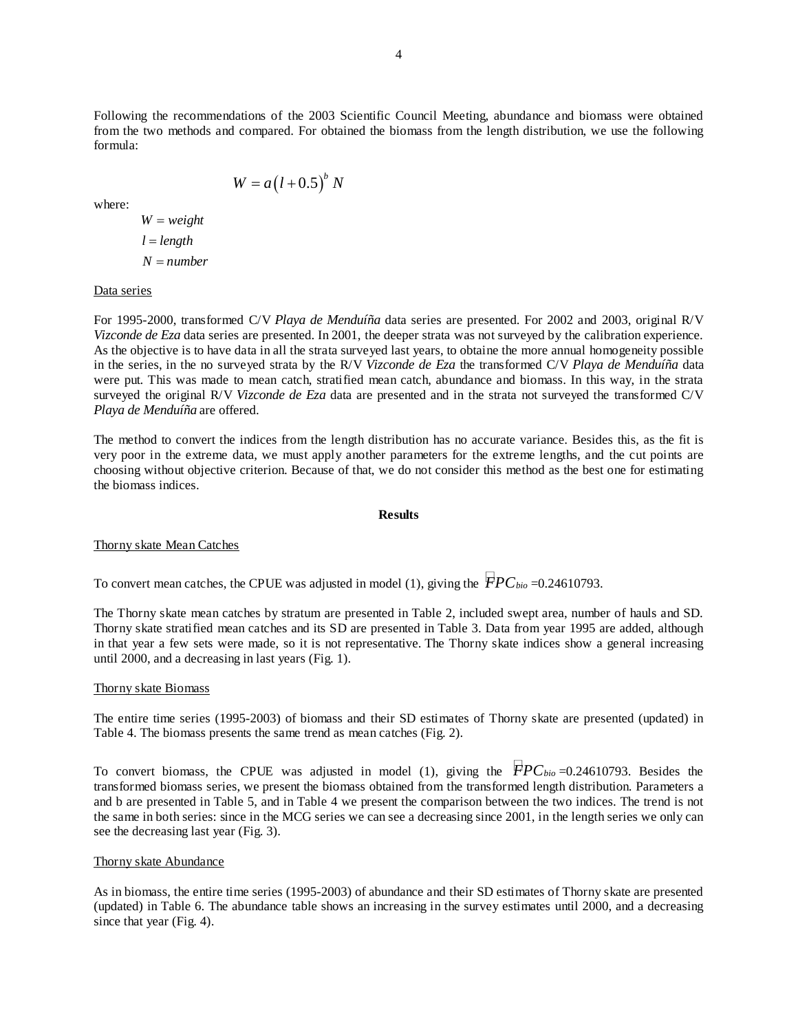Following the recommendations of the 2003 Scientific Council Meeting, abundance and biomass were obtained from the two methods and compared. For obtained the biomass from the length distribution, we use the following formula:

$$W = a\left(l + 0.5\right)^b N$$

where:

$W = weight$

$l = length$

$N = number$

Data series

For 1995-2000, transformed C/V *Playa de Menduíña* data series are presented. For 2002 and 2003, original R/V *Vizconde de Eza* data series are presented. In 2001, the deeper strata was not surveyed by the calibration experience. As the objective is to have data in all the strata surveyed last years, to obtaine the more annual homogeneity possible in the series, in the no surveyed strata by the R/V *Vizconde de Eza* the transformed C/V *Playa de Menduíña* data were put. This was made to mean catch, stratified mean catch, abundance and biomass. In this way, in the strata surveyed the original R/V *Vizconde de Eza* data are presented and in the strata not surveyed the transformed C/V *Playa de Menduíña* are offered.

The method to convert the indices from the length distribution has no accurate variance. Besides this, as the fit is very poor in the extreme data, we must apply another parameters for the extreme lengths, and the cut points are choosing without objective criterion. Because of that, we do not consider this method as the best one for estimating the biomass indices.

**Results**

Thorny skate Mean Catches

To convert mean catches, the CPUE was adjusted in model (1), giving the $\hat{F}PC_{bio}$ =0.24610793.

The Thorny skate mean catches by stratum are presented in Table 2, included swept area, number of hauls and SD. Thorny skate stratified mean catches and its SD are presented in Table 3. Data from year 1995 are added, although in that year a few sets were made, so it is not representative. The Thorny skate indices show a general increasing until 2000, and a decreasing in last years (Fig. 1).

Thorny skate Biomass

The entire time series (1995-2003) of biomass and their SD estimates of Thorny skate are presented (updated) in Table 4. The biomass presents the same trend as mean catches (Fig. 2).

To convert biomass, the CPUE was adjusted in model (1), giving the $\hat{F}PC_{bio}$ =0.24610793. Besides the transformed biomass series, we present the biomass obtained from the transformed length distribution. Parameters a and b are presented in Table 5, and in Table 4 we present the comparison between the two indices. The trend is not the same in both series: since in the MCG series we can see a decreasing since 2001, in the length series we only can see the decreasing last year (Fig. 3).

Thorny skate Abundance

As in biomass, the entire time series (1995-2003) of abundance and their SD estimates of Thorny skate are presented (updated) in Table 6. The abundance table shows an increasing in the survey estimates until 2000, and a decreasing since that year (Fig. 4).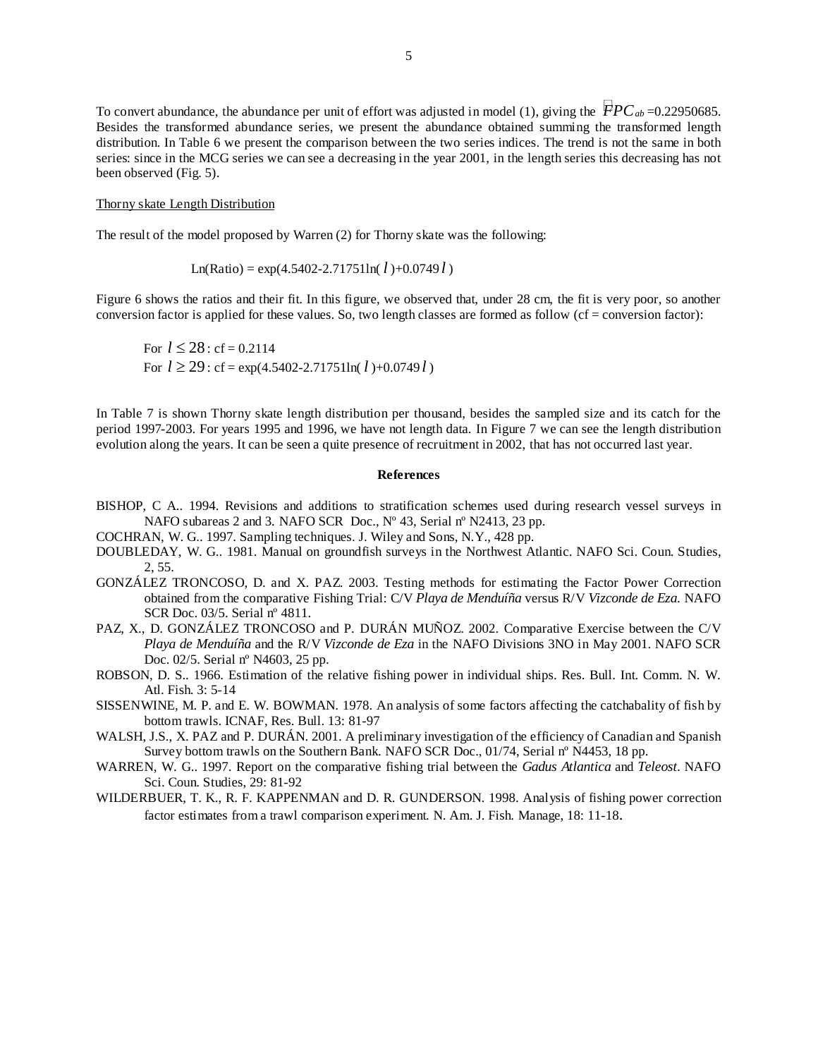To convert abundance, the abundance per unit of effort was adjusted in model (1), giving the $\hat{FPC}_{ab}$=0.22950685. Besides the transformed abundance series, we present the abundance obtained summing the transformed length distribution. In Table 6 we present the comparison between the two series indices. The trend is not the same in both series: since in the MCG series we can see a decreasing in the year 2001, in the length series this decreasing has not been observed (Fig. 5).

Thorny skate Length Distribution

The result of the model proposed by Warren (2) for Thorny skate was the following:

$$\text{Ln(Ratio)} = \exp(4.5402 - 2.71751\ln(l) + 0.0749\,l)$$

Figure 6 shows the ratios and their fit. In this figure, we observed that, under 28 cm, the fit is very poor, so another conversion factor is applied for these values. So, two length classes are formed as follow (cf = conversion factor):

For $l \leq 28$ : cf = 0.2114
For $l \geq 29$ : cf = $\exp(4.5402 - 2.71751\ln(l) + 0.0749\,l)$

In Table 7 is shown Thorny skate length distribution per thousand, besides the sampled size and its catch for the period 1997-2003. For years 1995 and 1996, we have not length data. In Figure 7 we can see the length distribution evolution along the years. It can be seen a quite presence of recruitment in 2002, that has not occurred last year.

**References**

BISHOP, C A.. 1994. Revisions and additions to stratification schemes used during research vessel surveys in NAFO subareas 2 and 3. NAFO SCR Doc., Nº 43, Serial nº N2413, 23 pp.

COCHRAN, W. G.. 1997. Sampling techniques. J. Wiley and Sons, N.Y., 428 pp.

DOUBLEDAY, W. G.. 1981. Manual on groundfish surveys in the Northwest Atlantic. NAFO Sci. Coun. Studies, 2, 55.

GONZÁLEZ TRONCOSO, D. and X. PAZ. 2003. Testing methods for estimating the Factor Power Correction obtained from the comparative Fishing Trial: C/V *Playa de Menduíña* versus R/V *Vizconde de Eza*. NAFO SCR Doc. 03/5. Serial nº 4811.

PAZ, X., D. GONZÁLEZ TRONCOSO and P. DURÁN MUÑOZ. 2002. Comparative Exercise between the C/V *Playa de Menduíña* and the R/V *Vizconde de Eza* in the NAFO Divisions 3NO in May 2001. NAFO SCR Doc. 02/5. Serial nº N4603, 25 pp.

ROBSON, D. S.. 1966. Estimation of the relative fishing power in individual ships. Res. Bull. Int. Comm. N. W. Atl. Fish. 3: 5-14

SISSENWINE, M. P. and E. W. BOWMAN. 1978. An analysis of some factors affecting the catchabality of fish by bottom trawls. ICNAF, Res. Bull. 13: 81-97

WALSH, J.S., X. PAZ and P. DURÁN. 2001. A preliminary investigation of the efficiency of Canadian and Spanish Survey bottom trawls on the Southern Bank. NAFO SCR Doc., 01/74, Serial nº N4453, 18 pp.

WARREN, W. G.. 1997. Report on the comparative fishing trial between the *Gadus Atlantica* and *Teleost*. NAFO Sci. Coun. Studies, 29: 81-92

WILDERBUER, T. K., R. F. KAPPENMAN and D. R. GUNDERSON. 1998. Analysis of fishing power correction factor estimates from a trawl comparison experiment. N. Am. J. Fish. Manage, 18: 11-18.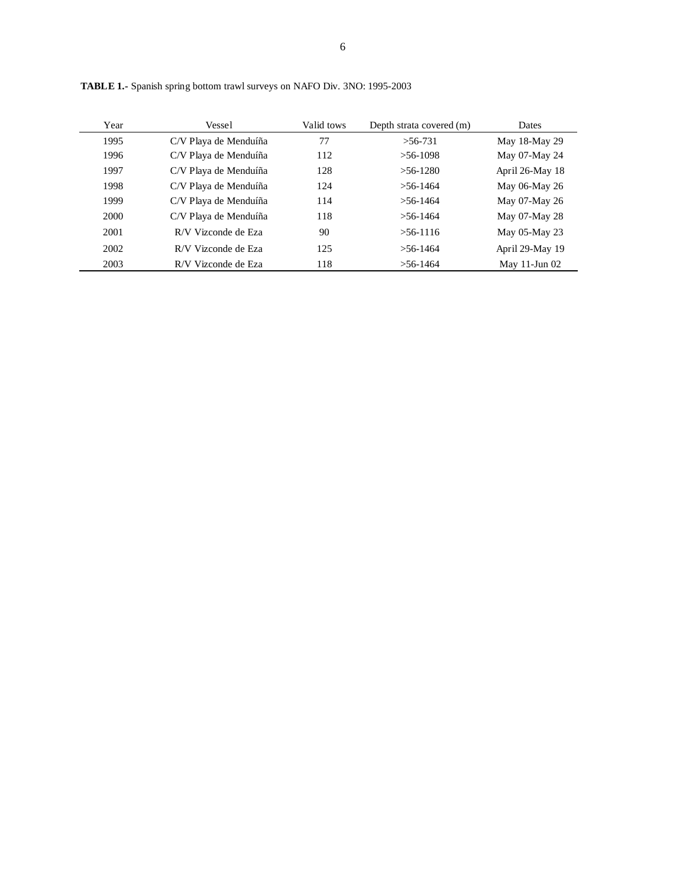**TABLE 1.-** Spanish spring bottom trawl surveys on NAFO Div. 3NO: 1995-2003

| Year | Vessel | Valid tows | Depth strata covered (m) | Dates |
|---|---|---|---|---|
| 1995 | C/V Playa de Menduíña | 77 | >56-731 | May 18-May 29 |
| 1996 | C/V Playa de Menduíña | 112 | >56-1098 | May 07-May 24 |
| 1997 | C/V Playa de Menduíña | 128 | >56-1280 | April 26-May 18 |
| 1998 | C/V Playa de Menduíña | 124 | >56-1464 | May 06-May 26 |
| 1999 | C/V Playa de Menduíña | 114 | >56-1464 | May 07-May 26 |
| 2000 | C/V Playa de Menduíña | 118 | >56-1464 | May 07-May 28 |
| 2001 | R/V Vizconde de Eza | 90 | >56-1116 | May 05-May 23 |
| 2002 | R/V Vizconde de Eza | 125 | >56-1464 | April 29-May 19 |
| 2003 | R/V Vizconde de Eza | 118 | >56-1464 | May 11-Jun 02 |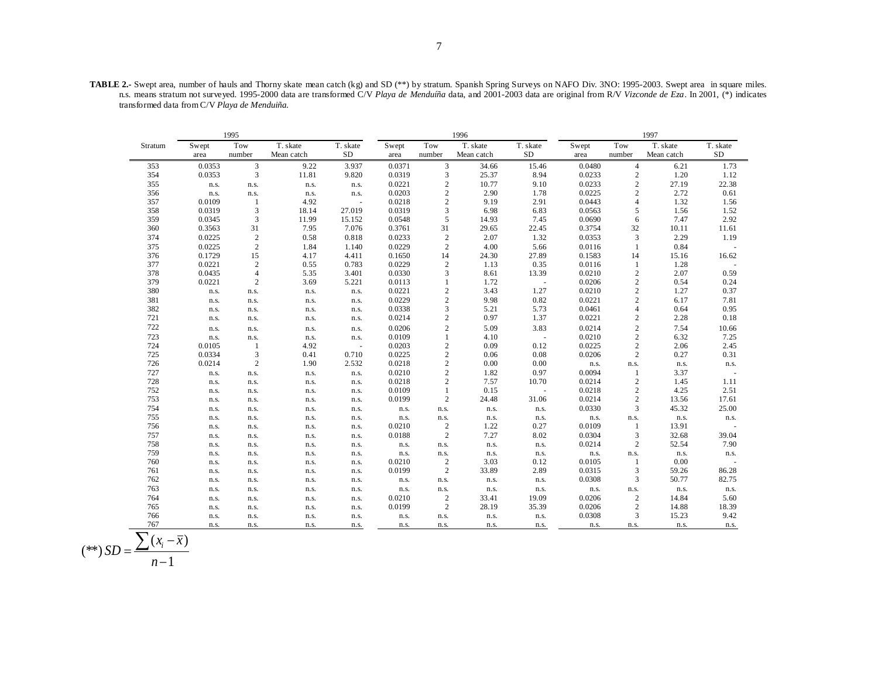**TABLE 2.-** Swept area, number of hauls and Thorny skate mean catch (kg) and SD (**) by stratum. Spanish Spring Surveys on NAFO Div. 3NO: 1995-2003. Swept area in square miles. n.s. means stratum not surveyed. 1995-2000 data are transformed C/V *Playa de Menduíña* data, and 2001-2003 data are original from R/V *Vizconde de Eza*. In 2001, (*) indicates transformed data from C/V *Playa de Menduiña*.

| Stratum | 1995 | | | | 1996 | | | | 1997 | | | |
|---|---|---|---|---|---|---|---|---|---|---|---|---|
| | Swept area | Tow number | T. skate Mean catch | T. skate SD | Swept area | Tow number | T. skate Mean catch | T. skate SD | Swept area | Tow number | T. skate Mean catch | T. skate SD |
| 353 | 0.0353 | 3 | 9.22 | 3.937 | 0.0371 | 3 | 34.66 | 15.46 | 0.0480 | 4 | 6.21 | 1.73 |
| 354 | 0.0353 | 3 | 11.81 | 9.820 | 0.0319 | 3 | 25.37 | 8.94 | 0.0233 | 2 | 1.20 | 1.12 |
| 355 | n.s. | n.s. | n.s. | n.s. | 0.0221 | 2 | 10.77 | 9.10 | 0.0233 | 2 | 27.19 | 22.38 |
| 356 | n.s. | n.s. | n.s. | n.s. | 0.0203 | 2 | 2.90 | 1.78 | 0.0225 | 2 | 2.72 | 0.61 |
| 357 | 0.0109 | 1 | 4.92 | - | 0.0218 | 2 | 9.19 | 2.91 | 0.0443 | 4 | 1.32 | 1.56 |
| 358 | 0.0319 | 3 | 18.14 | 27.019 | 0.0319 | 3 | 6.98 | 6.83 | 0.0563 | 5 | 1.56 | 1.52 |
| 359 | 0.0345 | 3 | 11.99 | 15.152 | 0.0548 | 5 | 14.93 | 7.45 | 0.0690 | 6 | 7.47 | 2.92 |
| 360 | 0.3563 | 31 | 7.95 | 7.076 | 0.3761 | 31 | 29.65 | 22.45 | 0.3754 | 32 | 10.11 | 11.61 |
| 374 | 0.0225 | 2 | 0.58 | 0.818 | 0.0233 | 2 | 2.07 | 1.32 | 0.0353 | 3 | 2.29 | 1.19 |
| 375 | 0.0225 | 2 | 1.84 | 1.140 | 0.0229 | 2 | 4.00 | 5.66 | 0.0116 | 1 | 0.84 | - |
| 376 | 0.1729 | 15 | 4.17 | 4.411 | 0.1650 | 14 | 24.30 | 27.89 | 0.1583 | 14 | 15.16 | 16.62 |
| 377 | 0.0221 | 2 | 0.55 | 0.783 | 0.0229 | 2 | 1.13 | 0.35 | 0.0116 | 1 | 1.28 | - |
| 378 | 0.0435 | 4 | 5.35 | 3.401 | 0.0330 | 3 | 8.61 | 13.39 | 0.0210 | 2 | 2.07 | 0.59 |
| 379 | 0.0221 | 2 | 3.69 | 5.221 | 0.0113 | 1 | 1.72 | - | 0.0206 | 2 | 0.54 | 0.24 |
| 380 | n.s. | n.s. | n.s. | n.s. | 0.0221 | 2 | 3.43 | 1.27 | 0.0210 | 2 | 1.27 | 0.37 |
| 381 | n.s. | n.s. | n.s. | n.s. | 0.0229 | 2 | 9.98 | 0.82 | 0.0221 | 2 | 6.17 | 7.81 |
| 382 | n.s. | n.s. | n.s. | n.s. | 0.0338 | 3 | 5.21 | 5.73 | 0.0461 | 4 | 0.64 | 0.95 |
| 721 | n.s. | n.s. | n.s. | n.s. | 0.0214 | 2 | 0.97 | 1.37 | 0.0221 | 2 | 2.28 | 0.18 |
| 722 | n.s. | n.s. | n.s. | n.s. | 0.0206 | 2 | 5.09 | 3.83 | 0.0214 | 2 | 7.54 | 10.66 |
| 723 | n.s. | n.s. | n.s. | n.s. | 0.0109 | 1 | 4.10 | - | 0.0210 | 2 | 6.32 | 7.25 |
| 724 | 0.0105 | 1 | 4.92 | - | 0.0203 | 2 | 0.09 | 0.12 | 0.0225 | 2 | 2.06 | 2.45 |
| 725 | 0.0334 | 3 | 0.41 | 0.710 | 0.0225 | 2 | 0.06 | 0.08 | 0.0206 | 2 | 0.27 | 0.31 |
| 726 | 0.0214 | 2 | 1.90 | 2.532 | 0.0218 | 2 | 0.00 | 0.00 | n.s. | n.s. | n.s. | n.s. |
| 727 | n.s. | n.s. | n.s. | n.s. | 0.0210 | 2 | 1.82 | 0.97 | 0.0094 | 1 | 3.37 | - |
| 728 | n.s. | n.s. | n.s. | n.s. | 0.0218 | 2 | 7.57 | 10.70 | 0.0214 | 2 | 1.45 | 1.11 |
| 752 | n.s. | n.s. | n.s. | n.s. | 0.0109 | 1 | 0.15 | - | 0.0218 | 2 | 4.25 | 2.51 |
| 753 | n.s. | n.s. | n.s. | n.s. | 0.0199 | 2 | 24.48 | 31.06 | 0.0214 | 2 | 13.56 | 17.61 |
| 754 | n.s. | n.s. | n.s. | n.s. | n.s. | n.s. | n.s. | n.s. | 0.0330 | 3 | 45.32 | 25.00 |
| 755 | n.s. | n.s. | n.s. | n.s. | n.s. | n.s. | n.s. | n.s. | n.s. | n.s. | n.s. | n.s. |
| 756 | n.s. | n.s. | n.s. | n.s. | 0.0210 | 2 | 1.22 | 0.27 | 0.0109 | 1 | 13.91 | - |
| 757 | n.s. | n.s. | n.s. | n.s. | 0.0188 | 2 | 7.27 | 8.02 | 0.0304 | 3 | 32.68 | 39.04 |
| 758 | n.s. | n.s. | n.s. | n.s. | n.s. | n.s. | n.s. | n.s. | 0.0214 | 2 | 52.54 | 7.90 |
| 759 | n.s. | n.s. | n.s. | n.s. | n.s. | n.s. | n.s. | n.s. | n.s. | n.s. | n.s. | n.s. |
| 760 | n.s. | n.s. | n.s. | n.s. | 0.0210 | 2 | 3.03 | 0.12 | 0.0105 | 1 | 0.00 | - |
| 761 | n.s. | n.s. | n.s. | n.s. | 0.0199 | 2 | 33.89 | 2.89 | 0.0315 | 3 | 59.26 | 86.28 |
| 762 | n.s. | n.s. | n.s. | n.s. | n.s. | n.s. | n.s. | n.s. | 0.0308 | 3 | 50.77 | 82.75 |
| 763 | n.s. | n.s. | n.s. | n.s. | n.s. | n.s. | n.s. | n.s. | n.s. | n.s. | n.s. | n.s. |
| 764 | n.s. | n.s. | n.s. | n.s. | 0.0210 | 2 | 33.41 | 19.09 | 0.0206 | 2 | 14.84 | 5.60 |
| 765 | n.s. | n.s. | n.s. | n.s. | 0.0199 | 2 | 28.19 | 35.39 | 0.0206 | 2 | 14.88 | 18.39 |
| 766 | n.s. | n.s. | n.s. | n.s. | n.s. | n.s. | n.s. | n.s. | 0.0308 | 3 | 15.23 | 9.42 |
| 767 | n.s. | n.s. | n.s. | n.s. | n.s. | n.s. | n.s. | n.s. | n.s. | n.s. | n.s. | n.s. |

$$(**)\ SD = \frac{\sum (x_i - \bar{x})}{n-1}$$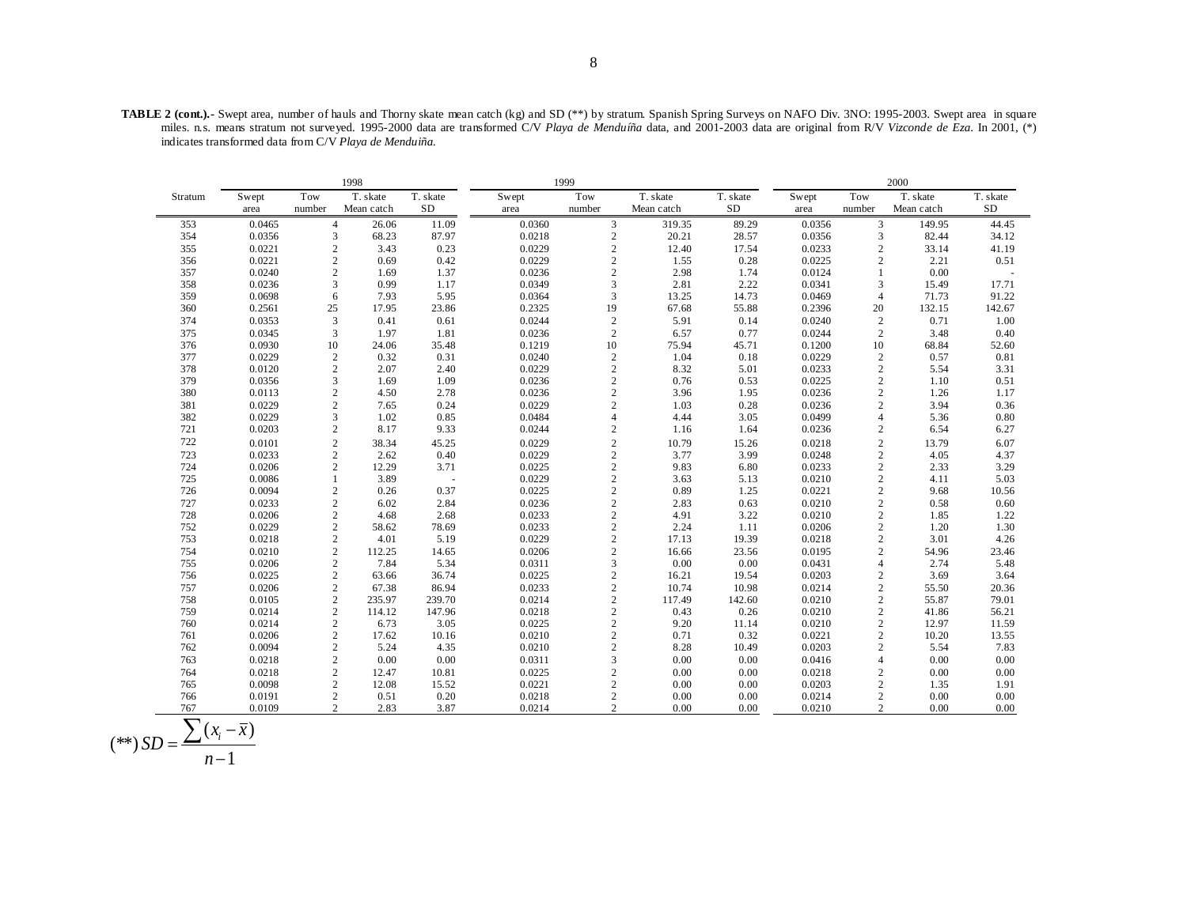**TABLE 2 (cont.).-** Swept area, number of hauls and Thorny skate mean catch (kg) and SD (**) by stratum. Spanish Spring Surveys on NAFO Div. 3NO: 1995-2003. Swept area in square miles. n.s. means stratum not surveyed. 1995-2000 data are transformed C/V *Playa de Menduíña* data, and 2001-2003 data are original from R/V *Vizconde de Eza*. In 2001, (*) indicates transformed data from C/V *Playa de Menduiña.*

| Stratum | 1998 | | | | 1999 | | | | 2000 | | | |
|---|---|---|---|---|---|---|---|---|---|---|---|---|
| | Swept area | Tow number | T. skate Mean catch | T. skate SD | Swept area | Tow number | T. skate Mean catch | T. skate SD | Swept area | Tow number | T. skate Mean catch | T. skate SD |
| 353 | 0.0465 | 4 | 26.06 | 11.09 | 0.0360 | 3 | 319.35 | 89.29 | 0.0356 | 3 | 149.95 | 44.45 |
| 354 | 0.0356 | 3 | 68.23 | 87.97 | 0.0218 | 2 | 20.21 | 28.57 | 0.0356 | 3 | 82.44 | 34.12 |
| 355 | 0.0221 | 2 | 3.43 | 0.23 | 0.0229 | 2 | 12.40 | 17.54 | 0.0233 | 2 | 33.14 | 41.19 |
| 356 | 0.0221 | 2 | 0.69 | 0.42 | 0.0229 | 2 | 1.55 | 0.28 | 0.0225 | 2 | 2.21 | 0.51 |
| 357 | 0.0240 | 2 | 1.69 | 1.37 | 0.0236 | 2 | 2.98 | 1.74 | 0.0124 | 1 | 0.00 | - |
| 358 | 0.0236 | 3 | 0.99 | 1.17 | 0.0349 | 3 | 2.81 | 2.22 | 0.0341 | 3 | 15.49 | 17.71 |
| 359 | 0.0698 | 6 | 7.93 | 5.95 | 0.0364 | 3 | 13.25 | 14.73 | 0.0469 | 4 | 71.73 | 91.22 |
| 360 | 0.2561 | 25 | 17.95 | 23.86 | 0.2325 | 19 | 67.68 | 55.88 | 0.2396 | 20 | 132.15 | 142.67 |
| 374 | 0.0353 | 3 | 0.41 | 0.61 | 0.0244 | 2 | 5.91 | 0.14 | 0.0240 | 2 | 0.71 | 1.00 |
| 375 | 0.0345 | 3 | 1.97 | 1.81 | 0.0236 | 2 | 6.57 | 0.77 | 0.0244 | 2 | 3.48 | 0.40 |
| 376 | 0.0930 | 10 | 24.06 | 35.48 | 0.1219 | 10 | 75.94 | 45.71 | 0.1200 | 10 | 68.84 | 52.60 |
| 377 | 0.0229 | 2 | 0.32 | 0.31 | 0.0240 | 2 | 1.04 | 0.18 | 0.0229 | 2 | 0.57 | 0.81 |
| 378 | 0.0120 | 2 | 2.07 | 2.40 | 0.0229 | 2 | 8.32 | 5.01 | 0.0233 | 2 | 5.54 | 3.31 |
| 379 | 0.0356 | 3 | 1.69 | 1.09 | 0.0236 | 2 | 0.76 | 0.53 | 0.0225 | 2 | 1.10 | 0.51 |
| 380 | 0.0113 | 2 | 4.50 | 2.78 | 0.0236 | 2 | 3.96 | 1.95 | 0.0236 | 2 | 1.26 | 1.17 |
| 381 | 0.0229 | 2 | 7.65 | 0.24 | 0.0229 | 2 | 1.03 | 0.28 | 0.0236 | 2 | 3.94 | 0.36 |
| 382 | 0.0229 | 3 | 1.02 | 0.85 | 0.0484 | 4 | 4.44 | 3.05 | 0.0499 | 4 | 5.36 | 0.80 |
| 721 | 0.0203 | 2 | 8.17 | 9.33 | 0.0244 | 2 | 1.16 | 1.64 | 0.0236 | 2 | 6.54 | 6.27 |
| 722 | 0.0101 | 2 | 38.34 | 45.25 | 0.0229 | 2 | 10.79 | 15.26 | 0.0218 | 2 | 13.79 | 6.07 |
| 723 | 0.0233 | 2 | 2.62 | 0.40 | 0.0229 | 2 | 3.77 | 3.99 | 0.0248 | 2 | 4.05 | 4.37 |
| 724 | 0.0206 | 2 | 12.29 | 3.71 | 0.0225 | 2 | 9.83 | 6.80 | 0.0233 | 2 | 2.33 | 3.29 |
| 725 | 0.0086 | 1 | 3.89 | - | 0.0229 | 2 | 3.63 | 5.13 | 0.0210 | 2 | 4.11 | 5.03 |
| 726 | 0.0094 | 2 | 0.26 | 0.37 | 0.0225 | 2 | 0.89 | 1.25 | 0.0221 | 2 | 9.68 | 10.56 |
| 727 | 0.0233 | 2 | 6.02 | 2.84 | 0.0236 | 2 | 2.83 | 0.63 | 0.0210 | 2 | 0.58 | 0.60 |
| 728 | 0.0206 | 2 | 4.68 | 2.68 | 0.0233 | 2 | 4.91 | 3.22 | 0.0210 | 2 | 1.85 | 1.22 |
| 752 | 0.0229 | 2 | 58.62 | 78.69 | 0.0233 | 2 | 2.24 | 1.11 | 0.0206 | 2 | 1.20 | 1.30 |
| 753 | 0.0218 | 2 | 4.01 | 5.19 | 0.0229 | 2 | 17.13 | 19.39 | 0.0218 | 2 | 3.01 | 4.26 |
| 754 | 0.0210 | 2 | 112.25 | 14.65 | 0.0206 | 2 | 16.66 | 23.56 | 0.0195 | 2 | 54.96 | 23.46 |
| 755 | 0.0206 | 2 | 7.84 | 5.34 | 0.0311 | 3 | 0.00 | 0.00 | 0.0431 | 4 | 2.74 | 5.48 |
| 756 | 0.0225 | 2 | 63.66 | 36.74 | 0.0225 | 2 | 16.21 | 19.54 | 0.0203 | 2 | 3.69 | 3.64 |
| 757 | 0.0206 | 2 | 67.38 | 86.94 | 0.0233 | 2 | 10.74 | 10.98 | 0.0214 | 2 | 55.50 | 20.36 |
| 758 | 0.0105 | 2 | 235.97 | 239.70 | 0.0214 | 2 | 117.49 | 142.60 | 0.0210 | 2 | 55.87 | 79.01 |
| 759 | 0.0214 | 2 | 114.12 | 147.96 | 0.0218 | 2 | 0.43 | 0.26 | 0.0210 | 2 | 41.86 | 56.21 |
| 760 | 0.0214 | 2 | 6.73 | 3.05 | 0.0225 | 2 | 9.20 | 11.14 | 0.0210 | 2 | 12.97 | 11.59 |
| 761 | 0.0206 | 2 | 17.62 | 10.16 | 0.0210 | 2 | 0.71 | 0.32 | 0.0221 | 2 | 10.20 | 13.55 |
| 762 | 0.0094 | 2 | 5.24 | 4.35 | 0.0210 | 2 | 8.28 | 10.49 | 0.0203 | 2 | 5.54 | 7.83 |
| 763 | 0.0218 | 2 | 0.00 | 0.00 | 0.0311 | 3 | 0.00 | 0.00 | 0.0416 | 4 | 0.00 | 0.00 |
| 764 | 0.0218 | 2 | 12.47 | 10.81 | 0.0225 | 2 | 0.00 | 0.00 | 0.0218 | 2 | 0.00 | 0.00 |
| 765 | 0.0098 | 2 | 12.08 | 15.52 | 0.0221 | 2 | 0.00 | 0.00 | 0.0203 | 2 | 1.35 | 1.91 |
| 766 | 0.0191 | 2 | 0.51 | 0.20 | 0.0218 | 2 | 0.00 | 0.00 | 0.0214 | 2 | 0.00 | 0.00 |
| 767 | 0.0109 | 2 | 2.83 | 3.87 | 0.0214 | 2 | 0.00 | 0.00 | 0.0210 | 2 | 0.00 | 0.00 |

$$(**)\ SD = \frac{\sum (x_i - \bar{x})}{n-1}$$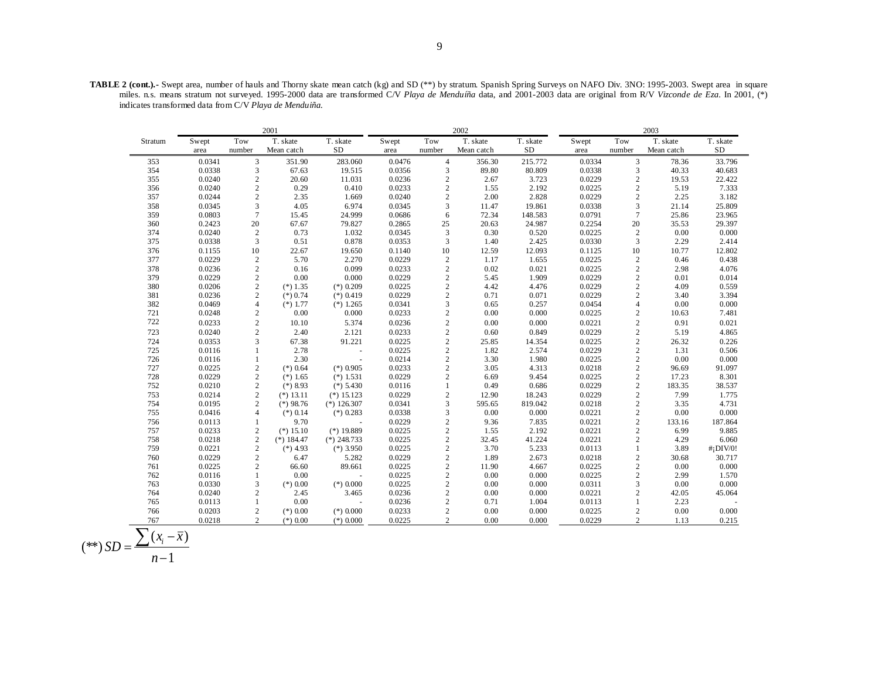**TABLE 2 (cont.).-** Swept area, number of hauls and Thorny skate mean catch (kg) and SD (**) by stratum. Spanish Spring Surveys on NAFO Div. 3NO: 1995-2003. Swept area in square miles. n.s. means stratum not surveyed. 1995-2000 data are transformed C/V *Playa de Menduíña* data, and 2001-2003 data are original from R/V *Vizconde de Eza*. In 2001, (*) indicates transformed data from C/V *Playa de Menduiña*.

| Stratum | 2001 | | | | 2002 | | | | 2003 | | | |
|---|---|---|---|---|---|---|---|---|---|---|---|---|
| | Swept area | Tow number | T. skate Mean catch | T. skate SD | Swept area | Tow number | T. skate Mean catch | T. skate SD | Swept area | Tow number | T. skate Mean catch | T. skate SD |
| 353 | 0.0341 | 3 | 351.90 | 283.060 | 0.0476 | 4 | 356.30 | 215.772 | 0.0334 | 3 | 78.36 | 33.796 |
| 354 | 0.0338 | 3 | 67.63 | 19.515 | 0.0356 | 3 | 89.80 | 80.809 | 0.0338 | 3 | 40.33 | 40.683 |
| 355 | 0.0240 | 2 | 20.60 | 11.031 | 0.0236 | 2 | 2.67 | 3.723 | 0.0229 | 2 | 19.53 | 22.422 |
| 356 | 0.0240 | 2 | 0.29 | 0.410 | 0.0233 | 2 | 1.55 | 2.192 | 0.0225 | 2 | 5.19 | 7.333 |
| 357 | 0.0244 | 2 | 2.35 | 1.669 | 0.0240 | 2 | 2.00 | 2.828 | 0.0229 | 2 | 2.25 | 3.182 |
| 358 | 0.0345 | 3 | 4.05 | 6.974 | 0.0345 | 3 | 11.47 | 19.861 | 0.0338 | 3 | 21.14 | 25.809 |
| 359 | 0.0803 | 7 | 15.45 | 24.999 | 0.0686 | 6 | 72.34 | 148.583 | 0.0791 | 7 | 25.86 | 23.965 |
| 360 | 0.2423 | 20 | 67.67 | 79.827 | 0.2865 | 25 | 20.63 | 24.987 | 0.2254 | 20 | 35.53 | 29.397 |
| 374 | 0.0240 | 2 | 0.73 | 1.032 | 0.0345 | 3 | 0.30 | 0.520 | 0.0225 | 2 | 0.00 | 0.000 |
| 375 | 0.0338 | 3 | 0.51 | 0.878 | 0.0353 | 3 | 1.40 | 2.425 | 0.0330 | 3 | 2.29 | 2.414 |
| 376 | 0.1155 | 10 | 22.67 | 19.650 | 0.1140 | 10 | 12.59 | 12.093 | 0.1125 | 10 | 10.77 | 12.802 |
| 377 | 0.0229 | 2 | 5.70 | 2.270 | 0.0229 | 2 | 1.17 | 1.655 | 0.0225 | 2 | 0.46 | 0.438 |
| 378 | 0.0236 | 2 | 0.16 | 0.099 | 0.0233 | 2 | 0.02 | 0.021 | 0.0225 | 2 | 2.98 | 4.076 |
| 379 | 0.0229 | 2 | 0.00 | 0.000 | 0.0229 | 2 | 5.45 | 1.909 | 0.0229 | 2 | 0.01 | 0.014 |
| 380 | 0.0206 | 2 | (*) 1.35 | (*) 0.209 | 0.0225 | 2 | 4.42 | 4.476 | 0.0229 | 2 | 4.09 | 0.559 |
| 381 | 0.0236 | 2 | (*) 0.74 | (*) 0.419 | 0.0229 | 2 | 0.71 | 0.071 | 0.0229 | 2 | 3.40 | 3.394 |
| 382 | 0.0469 | 4 | (*) 1.77 | (*) 1.265 | 0.0341 | 3 | 0.65 | 0.257 | 0.0454 | 4 | 0.00 | 0.000 |
| 721 | 0.0248 | 2 | 0.00 | 0.000 | 0.0233 | 2 | 0.00 | 0.000 | 0.0225 | 2 | 10.63 | 7.481 |
| 722 | 0.0233 | 2 | 10.10 | 5.374 | 0.0236 | 2 | 0.00 | 0.000 | 0.0221 | 2 | 0.91 | 0.021 |
| 723 | 0.0240 | 2 | 2.40 | 2.121 | 0.0233 | 2 | 0.60 | 0.849 | 0.0229 | 2 | 5.19 | 4.865 |
| 724 | 0.0353 | 3 | 67.38 | 91.221 | 0.0225 | 2 | 25.85 | 14.354 | 0.0225 | 2 | 26.32 | 0.226 |
| 725 | 0.0116 | 1 | 2.78 | - | 0.0225 | 2 | 1.82 | 2.574 | 0.0229 | 2 | 1.31 | 0.506 |
| 726 | 0.0116 | 1 | 2.30 | - | 0.0214 | 2 | 3.30 | 1.980 | 0.0225 | 2 | 0.00 | 0.000 |
| 727 | 0.0225 | 2 | (*) 0.64 | (*) 0.905 | 0.0233 | 2 | 3.05 | 4.313 | 0.0218 | 2 | 96.69 | 91.097 |
| 728 | 0.0229 | 2 | (*) 1.65 | (*) 1.531 | 0.0229 | 2 | 6.69 | 9.454 | 0.0225 | 2 | 17.23 | 8.301 |
| 752 | 0.0210 | 2 | (*) 8.93 | (*) 5.430 | 0.0116 | 1 | 0.49 | 0.686 | 0.0229 | 2 | 183.35 | 38.537 |
| 753 | 0.0214 | 2 | (*) 13.11 | (*) 15.123 | 0.0229 | 2 | 12.90 | 18.243 | 0.0229 | 2 | 7.99 | 1.775 |
| 754 | 0.0195 | 2 | (*) 98.76 | (*) 126.307 | 0.0341 | 3 | 595.65 | 819.042 | 0.0218 | 2 | 3.35 | 4.731 |
| 755 | 0.0416 | 4 | (*) 0.14 | (*) 0.283 | 0.0338 | 3 | 0.00 | 0.000 | 0.0221 | 2 | 0.00 | 0.000 |
| 756 | 0.0113 | 1 | 9.70 | - | 0.0229 | 2 | 9.36 | 7.835 | 0.0221 | 2 | 133.16 | 187.864 |
| 757 | 0.0233 | 2 | (*) 15.10 | (*) 19.889 | 0.0225 | 2 | 1.55 | 2.192 | 0.0221 | 2 | 6.99 | 9.885 |
| 758 | 0.0218 | 2 | (*) 184.47 | (*) 248.733 | 0.0225 | 2 | 32.45 | 41.224 | 0.0221 | 2 | 4.29 | 6.060 |
| 759 | 0.0221 | 2 | (*) 4.93 | (*) 3.950 | 0.0225 | 2 | 3.70 | 5.233 | 0.0113 | 1 | 3.89 | #¡DIV/0! |
| 760 | 0.0229 | 2 | 6.47 | 5.282 | 0.0229 | 2 | 1.89 | 2.673 | 0.0218 | 2 | 30.68 | 30.717 |
| 761 | 0.0225 | 2 | 66.60 | 89.661 | 0.0225 | 2 | 11.90 | 4.667 | 0.0225 | 2 | 0.00 | 0.000 |
| 762 | 0.0116 | 1 | 0.00 | - | 0.0225 | 2 | 0.00 | 0.000 | 0.0225 | 2 | 2.99 | 1.570 |
| 763 | 0.0330 | 3 | (*) 0.00 | (*) 0.000 | 0.0225 | 2 | 0.00 | 0.000 | 0.0311 | 3 | 0.00 | 0.000 |
| 764 | 0.0240 | 2 | 2.45 | 3.465 | 0.0236 | 2 | 0.00 | 0.000 | 0.0221 | 2 | 42.05 | 45.064 |
| 765 | 0.0113 | 1 | 0.00 | - | 0.0236 | 2 | 0.71 | 1.004 | 0.0113 | 1 | 2.23 | - |
| 766 | 0.0203 | 2 | (*) 0.00 | (*) 0.000 | 0.0233 | 2 | 0.00 | 0.000 | 0.0225 | 2 | 0.00 | 0.000 |
| 767 | 0.0218 | 2 | (*) 0.00 | (*) 0.000 | 0.0225 | 2 | 0.00 | 0.000 | 0.0229 | 2 | 1.13 | 0.215 |

$$(**)\, SD = \frac{\sum (x_i - \bar{x})}{n-1}$$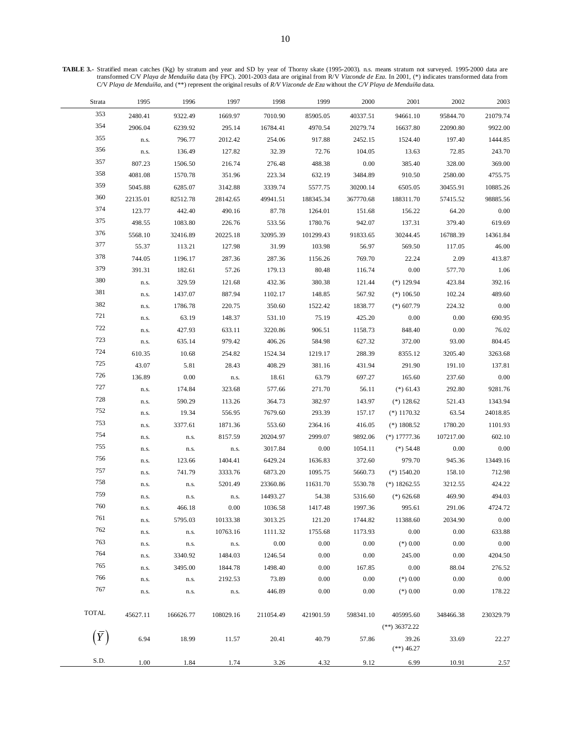**TABLE 3.-** Stratified mean catches (Kg) by stratum and year and SD by year of Thorny skate (1995-2003). n.s. means stratum not surveyed. 1995-2000 data are transformed C/V *Playa de Menduíña* data (by FPC). 2001-2003 data are original from R/V *Vizconde de Eza*. In 2001, (*) indicates transformed data from C/V *Playa de Menduíña*, and (**) represent the original results of *R/V Vizconde de Eza* without the *C/V Playa de Menduíña* data.

| Strata | 1995 | 1996 | 1997 | 1998 | 1999 | 2000 | 2001 | 2002 | 2003 |
|---|---|---|---|---|---|---|---|---|---|
| 353 | 2480.41 | 9322.49 | 1669.97 | 7010.90 | 85905.05 | 40337.51 | 94661.10 | 95844.70 | 21079.74 |
| 354 | 2906.04 | 6239.92 | 295.14 | 16784.41 | 4970.54 | 20279.74 | 16637.80 | 22090.80 | 9922.00 |
| 355 | n.s. | 796.77 | 2012.42 | 254.06 | 917.88 | 2452.15 | 1524.40 | 197.40 | 1444.85 |
| 356 | n.s. | 136.49 | 127.82 | 32.39 | 72.76 | 104.05 | 13.63 | 72.85 | 243.70 |
| 357 | 807.23 | 1506.50 | 216.74 | 276.48 | 488.38 | 0.00 | 385.40 | 328.00 | 369.00 |
| 358 | 4081.08 | 1570.78 | 351.96 | 223.34 | 632.19 | 3484.89 | 910.50 | 2580.00 | 4755.75 |
| 359 | 5045.88 | 6285.07 | 3142.88 | 3339.74 | 5577.75 | 30200.14 | 6505.05 | 30455.91 | 10885.26 |
| 360 | 22135.01 | 82512.78 | 28142.65 | 49941.51 | 188345.34 | 367770.68 | 188311.70 | 57415.52 | 98885.56 |
| 374 | 123.77 | 442.40 | 490.16 | 87.78 | 1264.01 | 151.68 | 156.22 | 64.20 | 0.00 |
| 375 | 498.55 | 1083.80 | 226.76 | 533.56 | 1780.76 | 942.07 | 137.31 | 379.40 | 619.69 |
| 376 | 5568.10 | 32416.89 | 20225.18 | 32095.39 | 101299.43 | 91833.65 | 30244.45 | 16788.39 | 14361.84 |
| 377 | 55.37 | 113.21 | 127.98 | 31.99 | 103.98 | 56.97 | 569.50 | 117.05 | 46.00 |
| 378 | 744.05 | 1196.17 | 287.36 | 287.36 | 1156.26 | 769.70 | 22.24 | 2.09 | 413.87 |
| 379 | 391.31 | 182.61 | 57.26 | 179.13 | 80.48 | 116.74 | 0.00 | 577.70 | 1.06 |
| 380 | n.s. | 329.59 | 121.68 | 432.36 | 380.38 | 121.44 | (*) 129.94 | 423.84 | 392.16 |
| 381 | n.s. | 1437.07 | 887.94 | 1102.17 | 148.85 | 567.92 | (*) 106.50 | 102.24 | 489.60 |
| 382 | n.s. | 1786.78 | 220.75 | 350.60 | 1522.42 | 1838.77 | (*) 607.79 | 224.32 | 0.00 |
| 721 | n.s. | 63.19 | 148.37 | 531.10 | 75.19 | 425.20 | 0.00 | 0.00 | 690.95 |
| 722 | n.s. | 427.93 | 633.11 | 3220.86 | 906.51 | 1158.73 | 848.40 | 0.00 | 76.02 |
| 723 | n.s. | 635.14 | 979.42 | 406.26 | 584.98 | 627.32 | 372.00 | 93.00 | 804.45 |
| 724 | 610.35 | 10.68 | 254.82 | 1524.34 | 1219.17 | 288.39 | 8355.12 | 3205.40 | 3263.68 |
| 725 | 43.07 | 5.81 | 28.43 | 408.29 | 381.16 | 431.94 | 291.90 | 191.10 | 137.81 |
| 726 | 136.89 | 0.00 | n.s. | 18.61 | 63.79 | 697.27 | 165.60 | 237.60 | 0.00 |
| 727 | n.s. | 174.84 | 323.68 | 577.66 | 271.70 | 56.11 | (*) 61.43 | 292.80 | 9281.76 |
| 728 | n.s. | 590.29 | 113.26 | 364.73 | 382.97 | 143.97 | (*) 128.62 | 521.43 | 1343.94 |
| 752 | n.s. | 19.34 | 556.95 | 7679.60 | 293.39 | 157.17 | (*) 1170.32 | 63.54 | 24018.85 |
| 753 | n.s. | 3377.61 | 1871.36 | 553.60 | 2364.16 | 416.05 | (*) 1808.52 | 1780.20 | 1101.93 |
| 754 | n.s. | n.s. | 8157.59 | 20204.97 | 2999.07 | 9892.06 | (*) 17777.36 | 107217.00 | 602.10 |
| 755 | n.s. | n.s. | n.s. | 3017.84 | 0.00 | 1054.11 | (*) 54.48 | 0.00 | 0.00 |
| 756 | n.s. | 123.66 | 1404.41 | 6429.24 | 1636.83 | 372.60 | 979.70 | 945.36 | 13449.16 |
| 757 | n.s. | 741.79 | 3333.76 | 6873.20 | 1095.75 | 5660.73 | (*) 1540.20 | 158.10 | 712.98 |
| 758 | n.s. | n.s. | 5201.49 | 23360.86 | 11631.70 | 5530.78 | (*) 18262.55 | 3212.55 | 424.22 |
| 759 | n.s. | n.s. | n.s. | 14493.27 | 54.38 | 5316.60 | (*) 626.68 | 469.90 | 494.03 |
| 760 | n.s. | 466.18 | 0.00 | 1036.58 | 1417.48 | 1997.36 | 995.61 | 291.06 | 4724.72 |
| 761 | n.s. | 5795.03 | 10133.38 | 3013.25 | 121.20 | 1744.82 | 11388.60 | 2034.90 | 0.00 |
| 762 | n.s. | n.s. | 10763.16 | 1111.32 | 1755.68 | 1173.93 | 0.00 | 0.00 | 633.88 |
| 763 | n.s. | n.s. | n.s. | 0.00 | 0.00 | 0.00 | (*) 0.00 | 0.00 | 0.00 |
| 764 | n.s. | 3340.92 | 1484.03 | 1246.54 | 0.00 | 0.00 | 245.00 | 0.00 | 4204.50 |
| 765 | n.s. | 3495.00 | 1844.78 | 1498.40 | 0.00 | 167.85 | 0.00 | 88.04 | 276.52 |
| 766 | n.s. | n.s. | 2192.53 | 73.89 | 0.00 | 0.00 | (*) 0.00 | 0.00 | 0.00 |
| 767 | n.s. | n.s. | n.s. | 446.89 | 0.00 | 0.00 | (*) 0.00 | 0.00 | 178.22 |
| TOTAL | 45627.11 | 166626.77 | 108029.16 | 211054.49 | 421901.59 | 598341.10 | 405995.60 (**) 36372.22 | 348466.38 | 230329.79 |
| $(\bar{Y})$ | 6.94 | 18.99 | 11.57 | 20.41 | 40.79 | 57.86 | 39.26 (**) 46.27 | 33.69 | 22.27 |
| S.D. | 1.00 | 1.84 | 1.74 | 3.26 | 4.32 | 9.12 | 6.99 | 10.91 | 2.57 |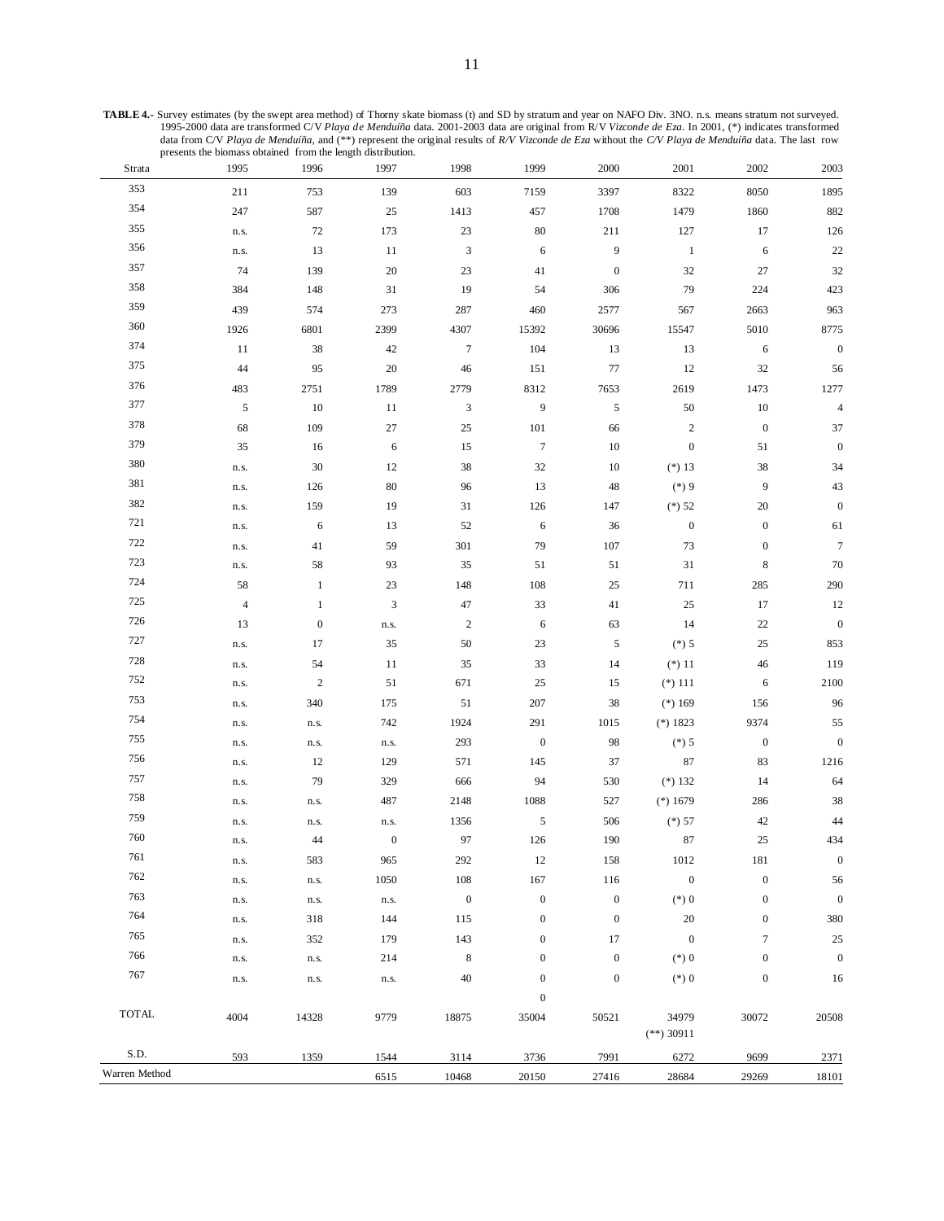**TABLE 4.-** Survey estimates (by the swept area method) of Thorny skate biomass (t) and SD by stratum and year on NAFO Div. 3NO. n.s. means stratum not surveyed. 1995-2000 data are transformed C/V *Playa de Menduíña* data. 2001-2003 data are original from R/V *Vizconde de Eza*. In 2001, (*) indicates transformed data from C/V *Playa de Menduíña*, and (**) represent the original results of *R/V Vizconde de Eza* without the *C/V Playa de Menduíña* data. The last row presents the biomass obtained from the length distribution.

| Strata | 1995 | 1996 | 1997 | 1998 | 1999 | 2000 | 2001 | 2002 | 2003 |
|---|---|---|---|---|---|---|---|---|---|
| 353 | 211 | 753 | 139 | 603 | 7159 | 3397 | 8322 | 8050 | 1895 |
| 354 | 247 | 587 | 25 | 1413 | 457 | 1708 | 1479 | 1860 | 882 |
| 355 | n.s. | 72 | 173 | 23 | 80 | 211 | 127 | 17 | 126 |
| 356 | n.s. | 13 | 11 | 3 | 6 | 9 | 1 | 6 | 22 |
| 357 | 74 | 139 | 20 | 23 | 41 | 0 | 32 | 27 | 32 |
| 358 | 384 | 148 | 31 | 19 | 54 | 306 | 79 | 224 | 423 |
| 359 | 439 | 574 | 273 | 287 | 460 | 2577 | 567 | 2663 | 963 |
| 360 | 1926 | 6801 | 2399 | 4307 | 15392 | 30696 | 15547 | 5010 | 8775 |
| 374 | 11 | 38 | 42 | 7 | 104 | 13 | 13 | 6 | 0 |
| 375 | 44 | 95 | 20 | 46 | 151 | 77 | 12 | 32 | 56 |
| 376 | 483 | 2751 | 1789 | 2779 | 8312 | 7653 | 2619 | 1473 | 1277 |
| 377 | 5 | 10 | 11 | 3 | 9 | 5 | 50 | 10 | 4 |
| 378 | 68 | 109 | 27 | 25 | 101 | 66 | 2 | 0 | 37 |
| 379 | 35 | 16 | 6 | 15 | 7 | 10 | 0 | 51 | 0 |
| 380 | n.s. | 30 | 12 | 38 | 32 | 10 | (*) 13 | 38 | 34 |
| 381 | n.s. | 126 | 80 | 96 | 13 | 48 | (*) 9 | 9 | 43 |
| 382 | n.s. | 159 | 19 | 31 | 126 | 147 | (*) 52 | 20 | 0 |
| 721 | n.s. | 6 | 13 | 52 | 6 | 36 | 0 | 0 | 61 |
| 722 | n.s. | 41 | 59 | 301 | 79 | 107 | 73 | 0 | 7 |
| 723 | n.s. | 58 | 93 | 35 | 51 | 51 | 31 | 8 | 70 |
| 724 | 58 | 1 | 23 | 148 | 108 | 25 | 711 | 285 | 290 |
| 725 | 4 | 1 | 3 | 47 | 33 | 41 | 25 | 17 | 12 |
| 726 | 13 | 0 | n.s. | 2 | 6 | 63 | 14 | 22 | 0 |
| 727 | n.s. | 17 | 35 | 50 | 23 | 5 | (*) 5 | 25 | 853 |
| 728 | n.s. | 54 | 11 | 35 | 33 | 14 | (*) 11 | 46 | 119 |
| 752 | n.s. | 2 | 51 | 671 | 25 | 15 | (*) 111 | 6 | 2100 |
| 753 | n.s. | 340 | 175 | 51 | 207 | 38 | (*) 169 | 156 | 96 |
| 754 | n.s. | n.s. | 742 | 1924 | 291 | 1015 | (*) 1823 | 9374 | 55 |
| 755 | n.s. | n.s. | n.s. | 293 | 0 | 98 | (*) 5 | 0 | 0 |
| 756 | n.s. | 12 | 129 | 571 | 145 | 37 | 87 | 83 | 1216 |
| 757 | n.s. | 79 | 329 | 666 | 94 | 530 | (*) 132 | 14 | 64 |
| 758 | n.s. | n.s. | 487 | 2148 | 1088 | 527 | (*) 1679 | 286 | 38 |
| 759 | n.s. | n.s. | n.s. | 1356 | 5 | 506 | (*) 57 | 42 | 44 |
| 760 | n.s. | 44 | 0 | 97 | 126 | 190 | 87 | 25 | 434 |
| 761 | n.s. | 583 | 965 | 292 | 12 | 158 | 1012 | 181 | 0 |
| 762 | n.s. | n.s. | 1050 | 108 | 167 | 116 | 0 | 0 | 56 |
| 763 | n.s. | n.s. | n.s. | 0 | 0 | 0 | (*) 0 | 0 | 0 |
| 764 | n.s. | 318 | 144 | 115 | 0 | 0 | 20 | 0 | 380 |
| 765 | n.s. | 352 | 179 | 143 | 0 | 17 | 0 | 7 | 25 |
| 766 | n.s. | n.s. | 214 | 8 | 0 | 0 | (*) 0 | 0 | 0 |
| 767 | n.s. | n.s. | n.s. | 40 | 0 | 0 | (*) 0 | 0 | 16 |
| | | | | | 0 | | | | |
| TOTAL | 4004 | 14328 | 9779 | 18875 | 35004 | 50521 | 34979 (**) 30911 | 30072 | 20508 |
| S.D. | 593 | 1359 | 1544 | 3114 | 3736 | 7991 | 6272 | 9699 | 2371 |
| Warren Method | | | 6515 | 10468 | 20150 | 27416 | 28684 | 29269 | 18101 |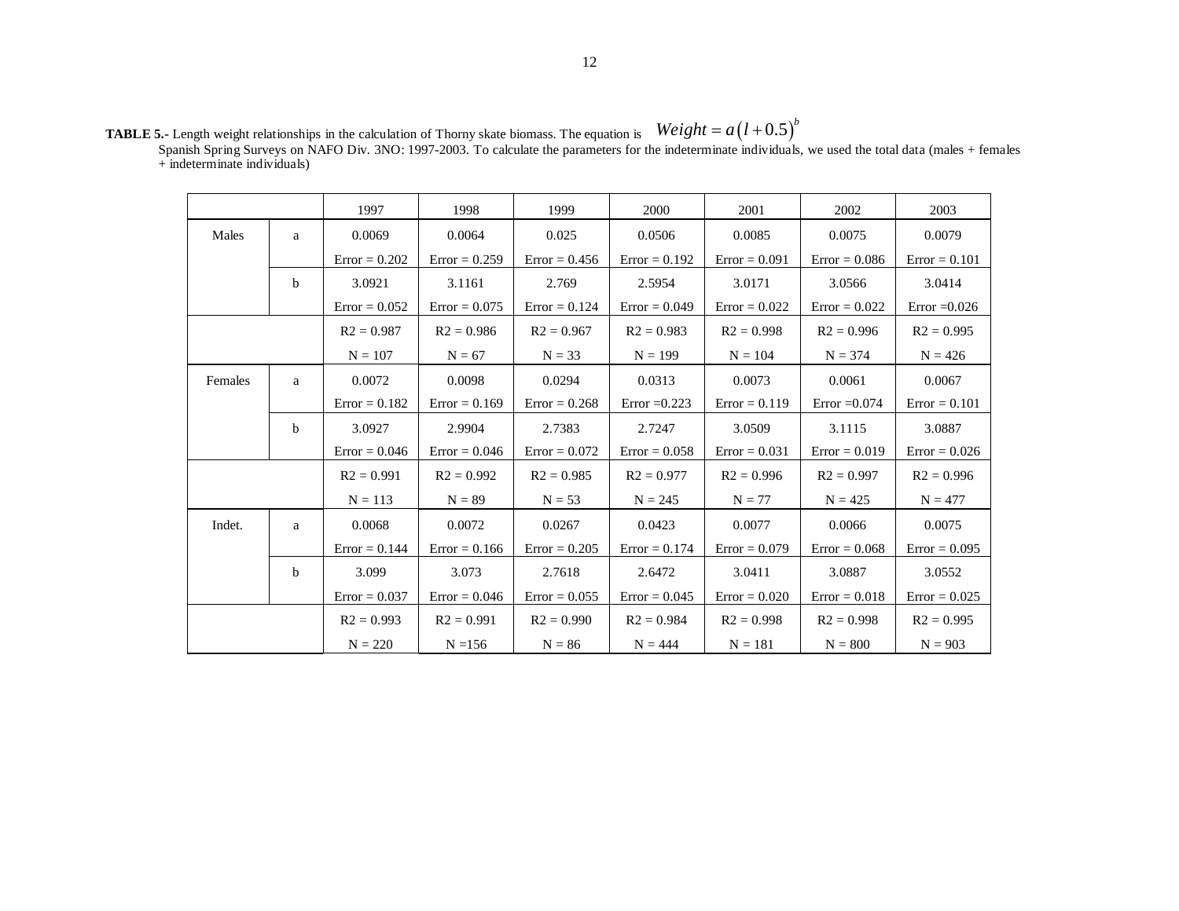**TABLE 5.-** Length weight relationships in the calculation of Thorny skate biomass. The equation is $Weight = a\left(l+0.5\right)^{b}$
Spanish Spring Surveys on NAFO Div. 3NO: 1997-2003. To calculate the parameters for the indeterminate individuals, we used the total data (males + females + indeterminate individuals)

| | | 1997 | 1998 | 1999 | 2000 | 2001 | 2002 | 2003 |
|---|---|---|---|---|---|---|---|---|
| Males | a | 0.0069 | 0.0064 | 0.025 | 0.0506 | 0.0085 | 0.0075 | 0.0079 |
| | | Error = 0.202 | Error = 0.259 | Error = 0.456 | Error = 0.192 | Error = 0.091 | Error = 0.086 | Error = 0.101 |
| | b | 3.0921 | 3.1161 | 2.769 | 2.5954 | 3.0171 | 3.0566 | 3.0414 |
| | | Error = 0.052 | Error = 0.075 | Error = 0.124 | Error = 0.049 | Error = 0.022 | Error = 0.022 | Error =0.026 |
| | | R2 = 0.987 | R2 = 0.986 | R2 = 0.967 | R2 = 0.983 | R2 = 0.998 | R2 = 0.996 | R2 = 0.995 |
| | | N = 107 | N = 67 | N = 33 | N = 199 | N = 104 | N = 374 | N = 426 |
| Females | a | 0.0072 | 0.0098 | 0.0294 | 0.0313 | 0.0073 | 0.0061 | 0.0067 |
| | | Error = 0.182 | Error = 0.169 | Error = 0.268 | Error =0.223 | Error = 0.119 | Error =0.074 | Error = 0.101 |
| | b | 3.0927 | 2.9904 | 2.7383 | 2.7247 | 3.0509 | 3.1115 | 3.0887 |
| | | Error = 0.046 | Error = 0.046 | Error = 0.072 | Error = 0.058 | Error = 0.031 | Error = 0.019 | Error = 0.026 |
| | | R2 = 0.991 | R2 = 0.992 | R2 = 0.985 | R2 = 0.977 | R2 = 0.996 | R2 = 0.997 | R2 = 0.996 |
| | | N = 113 | N = 89 | N = 53 | N = 245 | N = 77 | N = 425 | N = 477 |
| Indet. | a | 0.0068 | 0.0072 | 0.0267 | 0.0423 | 0.0077 | 0.0066 | 0.0075 |
| | | Error = 0.144 | Error = 0.166 | Error = 0.205 | Error = 0.174 | Error = 0.079 | Error = 0.068 | Error = 0.095 |
| | b | 3.099 | 3.073 | 2.7618 | 2.6472 | 3.0411 | 3.0887 | 3.0552 |
| | | Error = 0.037 | Error = 0.046 | Error = 0.055 | Error = 0.045 | Error = 0.020 | Error = 0.018 | Error = 0.025 |
| | | R2 = 0.993 | R2 = 0.991 | R2 = 0.990 | R2 = 0.984 | R2 = 0.998 | R2 = 0.998 | R2 = 0.995 |
| | | N = 220 | N =156 | N = 86 | N = 444 | N = 181 | N = 800 | N = 903 |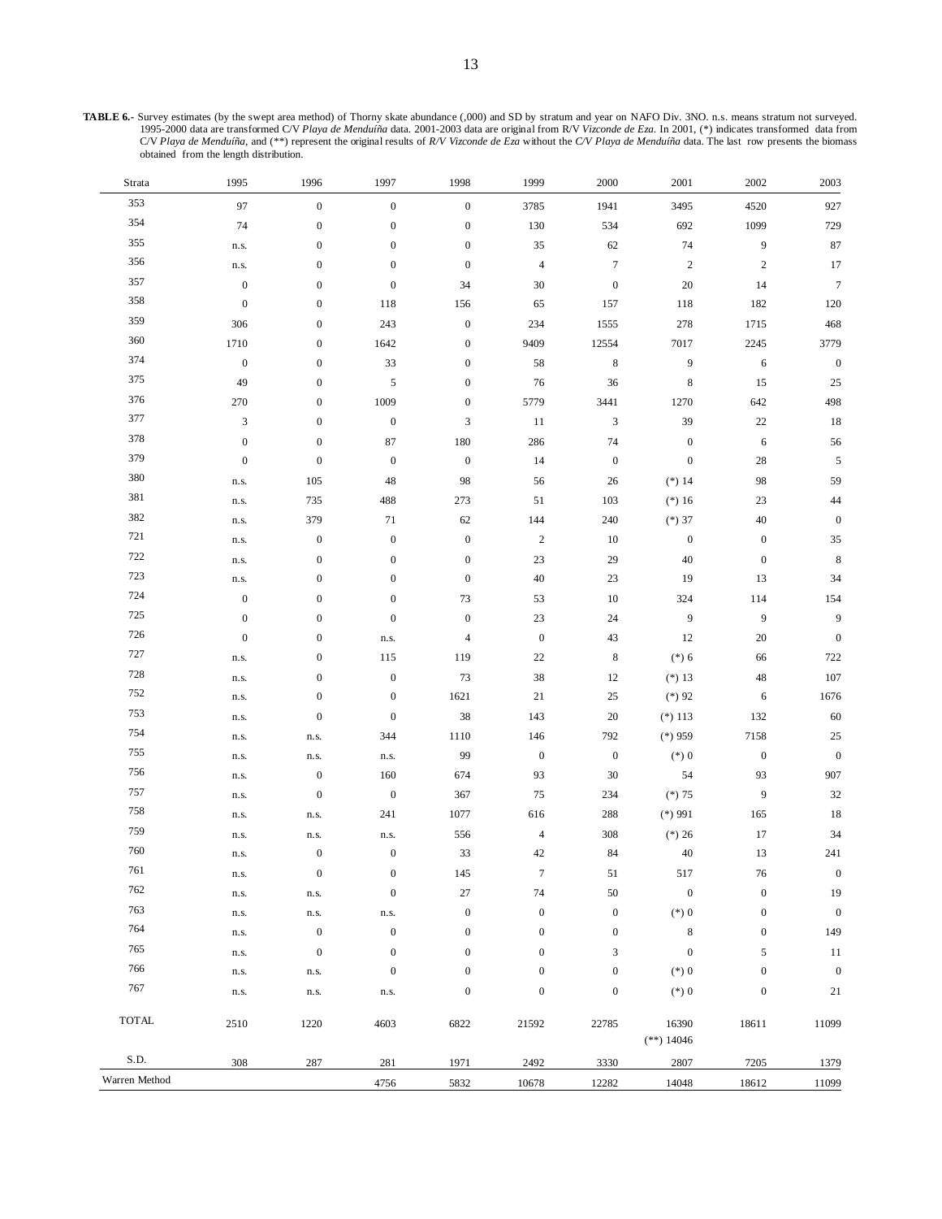**TABLE 6.-** Survey estimates (by the swept area method) of Thorny skate abundance (,000) and SD by stratum and year on NAFO Div. 3NO. n.s. means stratum not surveyed. 1995-2000 data are transformed C/V *Playa de Menduíña* data. 2001-2003 data are original from R/V *Vizconde de Eza*. In 2001, (*) indicates transformed data from C/V *Playa de Menduíña*, and (**) represent the original results of *R/V Vizconde de Eza* without the *C/V Playa de Menduíña* data. The last row presents the biomass obtained from the length distribution.

| Strata | 1995 | 1996 | 1997 | 1998 | 1999 | 2000 | 2001 | 2002 | 2003 |
|---|---|---|---|---|---|---|---|---|---|
| 353 | 97 | 0 | 0 | 0 | 3785 | 1941 | 3495 | 4520 | 927 |
| 354 | 74 | 0 | 0 | 0 | 130 | 534 | 692 | 1099 | 729 |
| 355 | n.s. | 0 | 0 | 0 | 35 | 62 | 74 | 9 | 87 |
| 356 | n.s. | 0 | 0 | 0 | 4 | 7 | 2 | 2 | 17 |
| 357 | 0 | 0 | 0 | 34 | 30 | 0 | 20 | 14 | 7 |
| 358 | 0 | 0 | 118 | 156 | 65 | 157 | 118 | 182 | 120 |
| 359 | 306 | 0 | 243 | 0 | 234 | 1555 | 278 | 1715 | 468 |
| 360 | 1710 | 0 | 1642 | 0 | 9409 | 12554 | 7017 | 2245 | 3779 |
| 374 | 0 | 0 | 33 | 0 | 58 | 8 | 9 | 6 | 0 |
| 375 | 49 | 0 | 5 | 0 | 76 | 36 | 8 | 15 | 25 |
| 376 | 270 | 0 | 1009 | 0 | 5779 | 3441 | 1270 | 642 | 498 |
| 377 | 3 | 0 | 0 | 3 | 11 | 3 | 39 | 22 | 18 |
| 378 | 0 | 0 | 87 | 180 | 286 | 74 | 0 | 6 | 56 |
| 379 | 0 | 0 | 0 | 0 | 14 | 0 | 0 | 28 | 5 |
| 380 | n.s. | 105 | 48 | 98 | 56 | 26 | (*) 14 | 98 | 59 |
| 381 | n.s. | 735 | 488 | 273 | 51 | 103 | (*) 16 | 23 | 44 |
| 382 | n.s. | 379 | 71 | 62 | 144 | 240 | (*) 37 | 40 | 0 |
| 721 | n.s. | 0 | 0 | 0 | 2 | 10 | 0 | 0 | 35 |
| 722 | n.s. | 0 | 0 | 0 | 23 | 29 | 40 | 0 | 8 |
| 723 | n.s. | 0 | 0 | 0 | 40 | 23 | 19 | 13 | 34 |
| 724 | 0 | 0 | 0 | 73 | 53 | 10 | 324 | 114 | 154 |
| 725 | 0 | 0 | 0 | 0 | 23 | 24 | 9 | 9 | 9 |
| 726 | 0 | 0 | n.s. | 4 | 0 | 43 | 12 | 20 | 0 |
| 727 | n.s. | 0 | 115 | 119 | 22 | 8 | (*) 6 | 66 | 722 |
| 728 | n.s. | 0 | 0 | 73 | 38 | 12 | (*) 13 | 48 | 107 |
| 752 | n.s. | 0 | 0 | 1621 | 21 | 25 | (*) 92 | 6 | 1676 |
| 753 | n.s. | 0 | 0 | 38 | 143 | 20 | (*) 113 | 132 | 60 |
| 754 | n.s. | n.s. | 344 | 1110 | 146 | 792 | (*) 959 | 7158 | 25 |
| 755 | n.s. | n.s. | n.s. | 99 | 0 | 0 | (*) 0 | 0 | 0 |
| 756 | n.s. | 0 | 160 | 674 | 93 | 30 | 54 | 93 | 907 |
| 757 | n.s. | 0 | 0 | 367 | 75 | 234 | (*) 75 | 9 | 32 |
| 758 | n.s. | n.s. | 241 | 1077 | 616 | 288 | (*) 991 | 165 | 18 |
| 759 | n.s. | n.s. | n.s. | 556 | 4 | 308 | (*) 26 | 17 | 34 |
| 760 | n.s. | 0 | 0 | 33 | 42 | 84 | 40 | 13 | 241 |
| 761 | n.s. | 0 | 0 | 145 | 7 | 51 | 517 | 76 | 0 |
| 762 | n.s. | n.s. | 0 | 27 | 74 | 50 | 0 | 0 | 19 |
| 763 | n.s. | n.s. | n.s. | 0 | 0 | 0 | (*) 0 | 0 | 0 |
| 764 | n.s. | 0 | 0 | 0 | 0 | 0 | 8 | 0 | 149 |
| 765 | n.s. | 0 | 0 | 0 | 0 | 3 | 0 | 5 | 11 |
| 766 | n.s. | n.s. | 0 | 0 | 0 | 0 | (*) 0 | 0 | 0 |
| 767 | n.s. | n.s. | n.s. | 0 | 0 | 0 | (*) 0 | 0 | 21 |
| TOTAL | 2510 | 1220 | 4603 | 6822 | 21592 | 22785 | 16390 (**) 14046 | 18611 | 11099 |
| S.D. | 308 | 287 | 281 | 1971 | 2492 | 3330 | 2807 | 7205 | 1379 |
| Warren Method | | | 4756 | 5832 | 10678 | 12282 | 14048 | 18612 | 11099 |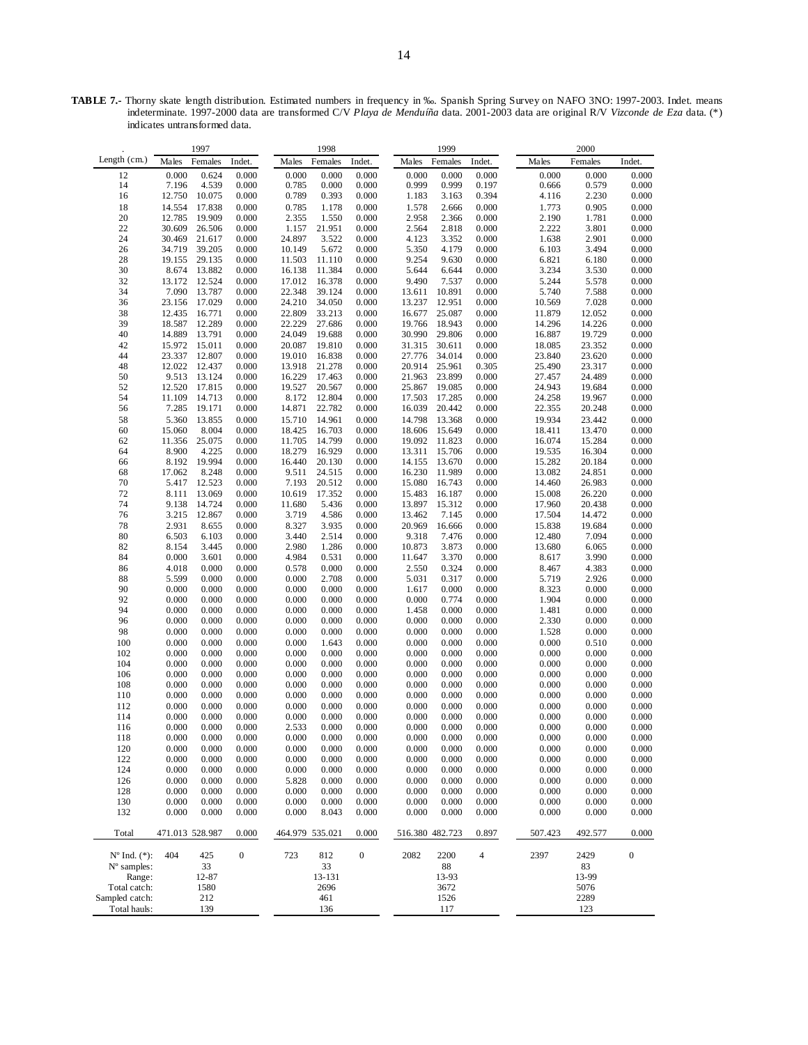**TABLE 7.-** Thorny skate length distribution. Estimated numbers in frequency in ‰. Spanish Spring Survey on NAFO 3NO: 1997-2003. Indet. means indeterminate. 1997-2000 data are transformed C/V *Playa de Menduíña* data. 2001-2003 data are original R/V *Vizconde de Eza* data. (*) indicates untransformed data.

| . | 1997 | | | 1998 | | | 1999 | | | 2000 | | |
|---|---|---|---|---|---|---|---|---|---|---|---|---|
| Length (cm.) | Males | Females | Indet. | Males | Females | Indet. | Males | Females | Indet. | Males | Females | Indet. |
| 12 | 0.000 | 0.624 | 0.000 | 0.000 | 0.000 | 0.000 | 0.000 | 0.000 | 0.000 | 0.000 | 0.000 | 0.000 |
| 14 | 7.196 | 4.539 | 0.000 | 0.785 | 0.000 | 0.000 | 0.999 | 0.999 | 0.197 | 0.666 | 0.579 | 0.000 |
| 16 | 12.750 | 10.075 | 0.000 | 0.789 | 0.393 | 0.000 | 1.183 | 3.163 | 0.394 | 4.116 | 2.230 | 0.000 |
| 18 | 14.554 | 17.838 | 0.000 | 0.785 | 1.178 | 0.000 | 1.578 | 2.666 | 0.000 | 1.773 | 0.905 | 0.000 |
| 20 | 12.785 | 19.909 | 0.000 | 2.355 | 1.550 | 0.000 | 2.958 | 2.366 | 0.000 | 2.190 | 1.781 | 0.000 |
| 22 | 30.609 | 26.506 | 0.000 | 1.157 | 21.951 | 0.000 | 2.564 | 2.818 | 0.000 | 2.222 | 3.801 | 0.000 |
| 24 | 30.469 | 21.617 | 0.000 | 24.897 | 3.522 | 0.000 | 4.123 | 3.352 | 0.000 | 1.638 | 2.901 | 0.000 |
| 26 | 34.719 | 39.205 | 0.000 | 10.149 | 5.672 | 0.000 | 5.350 | 4.179 | 0.000 | 6.103 | 3.494 | 0.000 |
| 28 | 19.155 | 29.135 | 0.000 | 11.503 | 11.110 | 0.000 | 9.254 | 9.630 | 0.000 | 6.821 | 6.180 | 0.000 |
| 30 | 8.674 | 13.882 | 0.000 | 16.138 | 11.384 | 0.000 | 5.644 | 6.644 | 0.000 | 3.234 | 3.530 | 0.000 |
| 32 | 13.172 | 12.524 | 0.000 | 17.012 | 16.378 | 0.000 | 9.490 | 7.537 | 0.000 | 5.244 | 5.578 | 0.000 |
| 34 | 7.090 | 13.787 | 0.000 | 22.348 | 39.124 | 0.000 | 13.611 | 10.891 | 0.000 | 5.740 | 7.588 | 0.000 |
| 36 | 23.156 | 17.029 | 0.000 | 24.210 | 34.050 | 0.000 | 13.237 | 12.951 | 0.000 | 10.569 | 7.028 | 0.000 |
| 38 | 12.435 | 16.771 | 0.000 | 22.809 | 33.213 | 0.000 | 16.677 | 25.087 | 0.000 | 11.879 | 12.052 | 0.000 |
| 39 | 18.587 | 12.289 | 0.000 | 22.229 | 27.686 | 0.000 | 19.766 | 18.943 | 0.000 | 14.296 | 14.226 | 0.000 |
| 40 | 14.889 | 13.791 | 0.000 | 24.049 | 19.688 | 0.000 | 30.990 | 29.806 | 0.000 | 16.887 | 19.729 | 0.000 |
| 42 | 15.972 | 15.011 | 0.000 | 20.087 | 19.810 | 0.000 | 31.315 | 30.611 | 0.000 | 18.085 | 23.352 | 0.000 |
| 44 | 23.337 | 12.807 | 0.000 | 19.010 | 16.838 | 0.000 | 27.776 | 34.014 | 0.000 | 23.840 | 23.620 | 0.000 |
| 48 | 12.022 | 12.437 | 0.000 | 13.918 | 21.278 | 0.000 | 20.914 | 25.961 | 0.305 | 25.490 | 23.317 | 0.000 |
| 50 | 9.513 | 13.124 | 0.000 | 16.229 | 17.463 | 0.000 | 21.963 | 23.899 | 0.000 | 27.457 | 24.489 | 0.000 |
| 52 | 12.520 | 17.815 | 0.000 | 19.527 | 20.567 | 0.000 | 25.867 | 19.085 | 0.000 | 24.943 | 19.684 | 0.000 |
| 54 | 11.109 | 14.713 | 0.000 | 8.172 | 12.804 | 0.000 | 17.503 | 17.285 | 0.000 | 24.258 | 19.967 | 0.000 |
| 56 | 7.285 | 19.171 | 0.000 | 14.871 | 22.782 | 0.000 | 16.039 | 20.442 | 0.000 | 22.355 | 20.248 | 0.000 |
| 58 | 5.360 | 13.855 | 0.000 | 15.710 | 14.961 | 0.000 | 14.798 | 13.368 | 0.000 | 19.934 | 23.442 | 0.000 |
| 60 | 15.060 | 8.004 | 0.000 | 18.425 | 16.703 | 0.000 | 18.606 | 15.649 | 0.000 | 18.411 | 13.470 | 0.000 |
| 62 | 11.356 | 25.075 | 0.000 | 11.705 | 14.799 | 0.000 | 19.092 | 11.823 | 0.000 | 16.074 | 15.284 | 0.000 |
| 64 | 8.900 | 4.225 | 0.000 | 18.279 | 16.929 | 0.000 | 13.311 | 15.706 | 0.000 | 19.535 | 16.304 | 0.000 |
| 66 | 8.192 | 19.994 | 0.000 | 16.440 | 20.130 | 0.000 | 14.155 | 13.670 | 0.000 | 15.282 | 20.184 | 0.000 |
| 68 | 17.062 | 8.248 | 0.000 | 9.511 | 24.515 | 0.000 | 16.230 | 11.989 | 0.000 | 13.082 | 24.851 | 0.000 |
| 70 | 5.417 | 12.523 | 0.000 | 7.193 | 20.512 | 0.000 | 15.080 | 16.743 | 0.000 | 14.460 | 26.983 | 0.000 |
| 72 | 8.111 | 13.069 | 0.000 | 10.619 | 17.352 | 0.000 | 15.483 | 16.187 | 0.000 | 15.008 | 26.220 | 0.000 |
| 74 | 9.138 | 14.724 | 0.000 | 11.680 | 5.436 | 0.000 | 13.897 | 15.312 | 0.000 | 17.960 | 20.438 | 0.000 |
| 76 | 3.215 | 12.867 | 0.000 | 3.719 | 4.586 | 0.000 | 13.462 | 7.145 | 0.000 | 17.504 | 14.472 | 0.000 |
| 78 | 2.931 | 8.655 | 0.000 | 8.327 | 3.935 | 0.000 | 20.969 | 16.666 | 0.000 | 15.838 | 19.684 | 0.000 |
| 80 | 6.503 | 6.103 | 0.000 | 3.440 | 2.514 | 0.000 | 9.318 | 7.476 | 0.000 | 12.480 | 7.094 | 0.000 |
| 82 | 8.154 | 3.445 | 0.000 | 2.980 | 1.286 | 0.000 | 10.873 | 3.873 | 0.000 | 13.680 | 6.065 | 0.000 |
| 84 | 0.000 | 3.601 | 0.000 | 4.984 | 0.531 | 0.000 | 11.647 | 3.370 | 0.000 | 8.617 | 3.990 | 0.000 |
| 86 | 4.018 | 0.000 | 0.000 | 0.578 | 0.000 | 0.000 | 2.550 | 0.324 | 0.000 | 8.467 | 4.383 | 0.000 |
| 88 | 5.599 | 0.000 | 0.000 | 0.000 | 2.708 | 0.000 | 5.031 | 0.317 | 0.000 | 5.719 | 2.926 | 0.000 |
| 90 | 0.000 | 0.000 | 0.000 | 0.000 | 0.000 | 0.000 | 1.617 | 0.000 | 0.000 | 8.323 | 0.000 | 0.000 |
| 92 | 0.000 | 0.000 | 0.000 | 0.000 | 0.000 | 0.000 | 0.000 | 0.774 | 0.000 | 1.904 | 0.000 | 0.000 |
| 94 | 0.000 | 0.000 | 0.000 | 0.000 | 0.000 | 0.000 | 1.458 | 0.000 | 0.000 | 1.481 | 0.000 | 0.000 |
| 96 | 0.000 | 0.000 | 0.000 | 0.000 | 0.000 | 0.000 | 0.000 | 0.000 | 0.000 | 2.330 | 0.000 | 0.000 |
| 98 | 0.000 | 0.000 | 0.000 | 0.000 | 0.000 | 0.000 | 0.000 | 0.000 | 0.000 | 1.528 | 0.000 | 0.000 |
| 100 | 0.000 | 0.000 | 0.000 | 0.000 | 1.643 | 0.000 | 0.000 | 0.000 | 0.000 | 0.000 | 0.510 | 0.000 |
| 102 | 0.000 | 0.000 | 0.000 | 0.000 | 0.000 | 0.000 | 0.000 | 0.000 | 0.000 | 0.000 | 0.000 | 0.000 |
| 104 | 0.000 | 0.000 | 0.000 | 0.000 | 0.000 | 0.000 | 0.000 | 0.000 | 0.000 | 0.000 | 0.000 | 0.000 |
| 106 | 0.000 | 0.000 | 0.000 | 0.000 | 0.000 | 0.000 | 0.000 | 0.000 | 0.000 | 0.000 | 0.000 | 0.000 |
| 108 | 0.000 | 0.000 | 0.000 | 0.000 | 0.000 | 0.000 | 0.000 | 0.000 | 0.000 | 0.000 | 0.000 | 0.000 |
| 110 | 0.000 | 0.000 | 0.000 | 0.000 | 0.000 | 0.000 | 0.000 | 0.000 | 0.000 | 0.000 | 0.000 | 0.000 |
| 112 | 0.000 | 0.000 | 0.000 | 0.000 | 0.000 | 0.000 | 0.000 | 0.000 | 0.000 | 0.000 | 0.000 | 0.000 |
| 114 | 0.000 | 0.000 | 0.000 | 0.000 | 0.000 | 0.000 | 0.000 | 0.000 | 0.000 | 0.000 | 0.000 | 0.000 |
| 116 | 0.000 | 0.000 | 0.000 | 2.533 | 0.000 | 0.000 | 0.000 | 0.000 | 0.000 | 0.000 | 0.000 | 0.000 |
| 118 | 0.000 | 0.000 | 0.000 | 0.000 | 0.000 | 0.000 | 0.000 | 0.000 | 0.000 | 0.000 | 0.000 | 0.000 |
| 120 | 0.000 | 0.000 | 0.000 | 0.000 | 0.000 | 0.000 | 0.000 | 0.000 | 0.000 | 0.000 | 0.000 | 0.000 |
| 122 | 0.000 | 0.000 | 0.000 | 0.000 | 0.000 | 0.000 | 0.000 | 0.000 | 0.000 | 0.000 | 0.000 | 0.000 |
| 124 | 0.000 | 0.000 | 0.000 | 0.000 | 0.000 | 0.000 | 0.000 | 0.000 | 0.000 | 0.000 | 0.000 | 0.000 |
| 126 | 0.000 | 0.000 | 0.000 | 5.828 | 0.000 | 0.000 | 0.000 | 0.000 | 0.000 | 0.000 | 0.000 | 0.000 |
| 128 | 0.000 | 0.000 | 0.000 | 0.000 | 0.000 | 0.000 | 0.000 | 0.000 | 0.000 | 0.000 | 0.000 | 0.000 |
| 130 | 0.000 | 0.000 | 0.000 | 0.000 | 0.000 | 0.000 | 0.000 | 0.000 | 0.000 | 0.000 | 0.000 | 0.000 |
| 132 | 0.000 | 0.000 | 0.000 | 0.000 | 8.043 | 0.000 | 0.000 | 0.000 | 0.000 | 0.000 | 0.000 | 0.000 |
| Total | 471.013 | 528.987 | 0.000 | 464.979 | 535.021 | 0.000 | 516.380 | 482.723 | 0.897 | 507.423 | 492.577 | 0.000 |
| Nº Ind. (*): | 404 | 425 | 0 | 723 | 812 | 0 | 2082 | 2200 | 4 | 2397 | 2429 | 0 |
| Nº samples: | | 33 | | | 33 | | | 88 | | | 83 | |
| Range: | | 12-87 | | | 13-131 | | | 13-93 | | | 13-99 | |
| Total catch: | | 1580 | | | 2696 | | | 3672 | | | 5076 | |
| Sampled catch: | | 212 | | | 461 | | | 1526 | | | 2289 | |
| Total hauls: | | 139 | | | 136 | | | 117 | | | 123 | |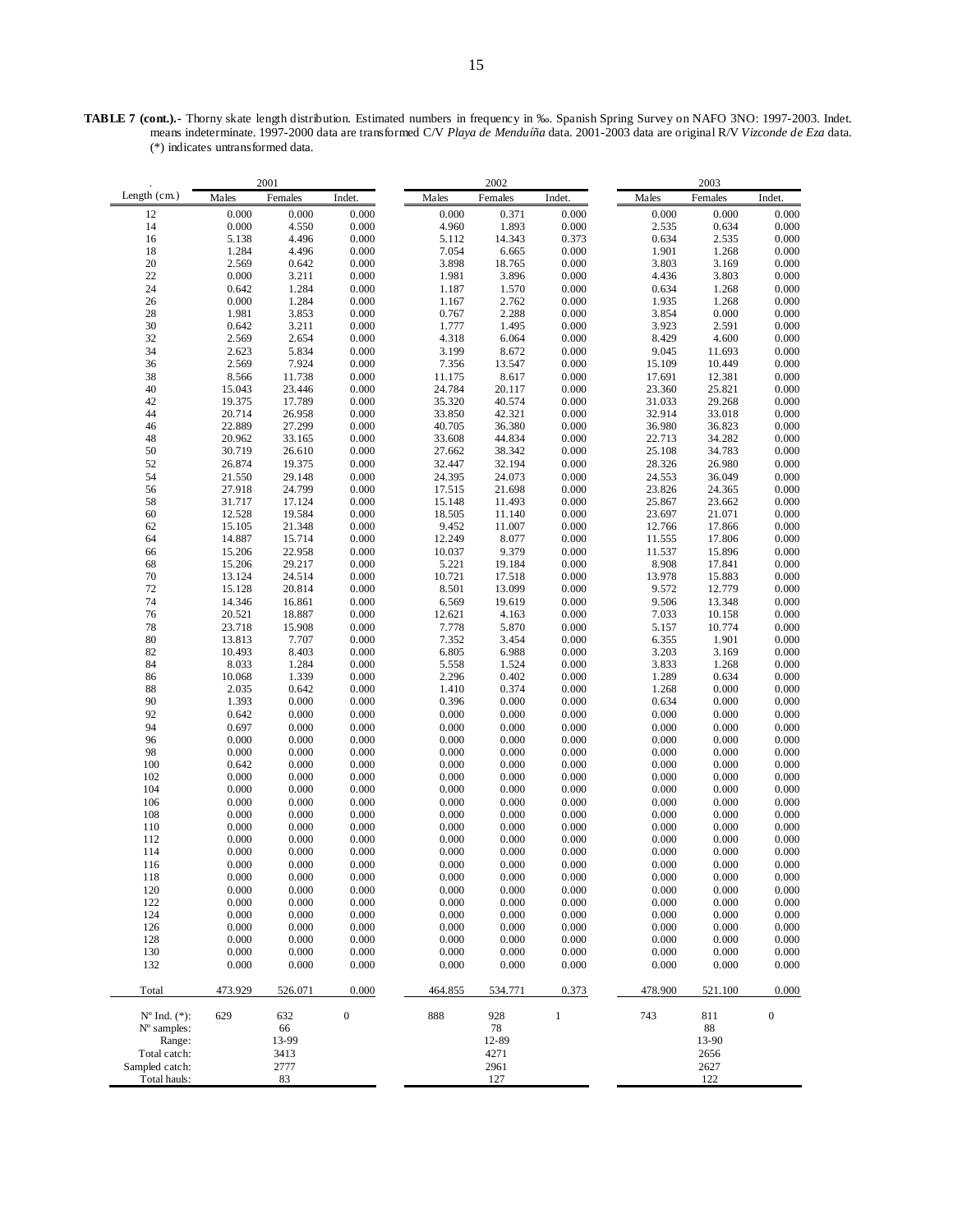**TABLE 7 (cont.).-** Thorny skate length distribution. Estimated numbers in frequency in ‰. Spanish Spring Survey on NAFO 3NO: 1997-2003. Indet. means indeterminate. 1997-2000 data are transformed C/V *Playa de Menduíña* data. 2001-2003 data are original R/V *Vizconde de Eza* data. (*) indicates untransformed data.

| | 2001 | | | 2002 | | | 2003 | | |
|---|---|---|---|---|---|---|---|---|---|
| Length (cm.) | Males | Females | Indet. | Males | Females | Indet. | Males | Females | Indet. |
| 12 | 0.000 | 0.000 | 0.000 | 0.000 | 0.371 | 0.000 | 0.000 | 0.000 | 0.000 |
| 14 | 0.000 | 4.550 | 0.000 | 4.960 | 1.893 | 0.000 | 2.535 | 0.634 | 0.000 |
| 16 | 5.138 | 4.496 | 0.000 | 5.112 | 14.343 | 0.373 | 0.634 | 2.535 | 0.000 |
| 18 | 1.284 | 4.496 | 0.000 | 7.054 | 6.665 | 0.000 | 1.901 | 1.268 | 0.000 |
| 20 | 2.569 | 0.642 | 0.000 | 3.898 | 18.765 | 0.000 | 3.803 | 3.169 | 0.000 |
| 22 | 0.000 | 3.211 | 0.000 | 1.981 | 3.896 | 0.000 | 4.436 | 3.803 | 0.000 |
| 24 | 0.642 | 1.284 | 0.000 | 1.187 | 1.570 | 0.000 | 0.634 | 1.268 | 0.000 |
| 26 | 0.000 | 1.284 | 0.000 | 1.167 | 2.762 | 0.000 | 1.935 | 1.268 | 0.000 |
| 28 | 1.981 | 3.853 | 0.000 | 0.767 | 2.288 | 0.000 | 3.854 | 0.000 | 0.000 |
| 30 | 0.642 | 3.211 | 0.000 | 1.777 | 1.495 | 0.000 | 3.923 | 2.591 | 0.000 |
| 32 | 2.569 | 2.654 | 0.000 | 4.318 | 6.064 | 0.000 | 8.429 | 4.600 | 0.000 |
| 34 | 2.623 | 5.834 | 0.000 | 3.199 | 8.672 | 0.000 | 9.045 | 11.693 | 0.000 |
| 36 | 2.569 | 7.924 | 0.000 | 7.356 | 13.547 | 0.000 | 15.109 | 10.449 | 0.000 |
| 38 | 8.566 | 11.738 | 0.000 | 11.175 | 8.617 | 0.000 | 17.691 | 12.381 | 0.000 |
| 40 | 15.043 | 23.446 | 0.000 | 24.784 | 20.117 | 0.000 | 23.360 | 25.821 | 0.000 |
| 42 | 19.375 | 17.789 | 0.000 | 35.320 | 40.574 | 0.000 | 31.033 | 29.268 | 0.000 |
| 44 | 20.714 | 26.958 | 0.000 | 33.850 | 42.321 | 0.000 | 32.914 | 33.018 | 0.000 |
| 46 | 22.889 | 27.299 | 0.000 | 40.705 | 36.380 | 0.000 | 36.980 | 36.823 | 0.000 |
| 48 | 20.962 | 33.165 | 0.000 | 33.608 | 44.834 | 0.000 | 22.713 | 34.282 | 0.000 |
| 50 | 30.719 | 26.610 | 0.000 | 27.662 | 38.342 | 0.000 | 25.108 | 34.783 | 0.000 |
| 52 | 26.874 | 19.375 | 0.000 | 32.447 | 32.194 | 0.000 | 28.326 | 26.980 | 0.000 |
| 54 | 21.550 | 29.148 | 0.000 | 24.395 | 24.073 | 0.000 | 24.553 | 36.049 | 0.000 |
| 56 | 27.918 | 24.799 | 0.000 | 17.515 | 21.698 | 0.000 | 23.826 | 24.365 | 0.000 |
| 58 | 31.717 | 17.124 | 0.000 | 15.148 | 11.493 | 0.000 | 25.867 | 23.662 | 0.000 |
| 60 | 12.528 | 19.584 | 0.000 | 18.505 | 11.140 | 0.000 | 23.697 | 21.071 | 0.000 |
| 62 | 15.105 | 21.348 | 0.000 | 9.452 | 11.007 | 0.000 | 12.766 | 17.866 | 0.000 |
| 64 | 14.887 | 15.714 | 0.000 | 12.249 | 8.077 | 0.000 | 11.555 | 17.806 | 0.000 |
| 66 | 15.206 | 22.958 | 0.000 | 10.037 | 9.379 | 0.000 | 11.537 | 15.896 | 0.000 |
| 68 | 15.206 | 29.217 | 0.000 | 5.221 | 19.184 | 0.000 | 8.908 | 17.841 | 0.000 |
| 70 | 13.124 | 24.514 | 0.000 | 10.721 | 17.518 | 0.000 | 13.978 | 15.883 | 0.000 |
| 72 | 15.128 | 20.814 | 0.000 | 8.501 | 13.099 | 0.000 | 9.572 | 12.779 | 0.000 |
| 74 | 14.346 | 16.861 | 0.000 | 6.569 | 19.619 | 0.000 | 9.506 | 13.348 | 0.000 |
| 76 | 20.521 | 18.887 | 0.000 | 12.621 | 4.163 | 0.000 | 7.033 | 10.158 | 0.000 |
| 78 | 23.718 | 15.908 | 0.000 | 7.778 | 5.870 | 0.000 | 5.157 | 10.774 | 0.000 |
| 80 | 13.813 | 7.707 | 0.000 | 7.352 | 3.454 | 0.000 | 6.355 | 1.901 | 0.000 |
| 82 | 10.493 | 8.403 | 0.000 | 6.805 | 6.988 | 0.000 | 3.203 | 3.169 | 0.000 |
| 84 | 8.033 | 1.284 | 0.000 | 5.558 | 1.524 | 0.000 | 3.833 | 1.268 | 0.000 |
| 86 | 10.068 | 1.339 | 0.000 | 2.296 | 0.402 | 0.000 | 1.289 | 0.634 | 0.000 |
| 88 | 2.035 | 0.642 | 0.000 | 1.410 | 0.374 | 0.000 | 1.268 | 0.000 | 0.000 |
| 90 | 1.393 | 0.000 | 0.000 | 0.396 | 0.000 | 0.000 | 0.634 | 0.000 | 0.000 |
| 92 | 0.642 | 0.000 | 0.000 | 0.000 | 0.000 | 0.000 | 0.000 | 0.000 | 0.000 |
| 94 | 0.697 | 0.000 | 0.000 | 0.000 | 0.000 | 0.000 | 0.000 | 0.000 | 0.000 |
| 96 | 0.000 | 0.000 | 0.000 | 0.000 | 0.000 | 0.000 | 0.000 | 0.000 | 0.000 |
| 98 | 0.000 | 0.000 | 0.000 | 0.000 | 0.000 | 0.000 | 0.000 | 0.000 | 0.000 |
| 100 | 0.642 | 0.000 | 0.000 | 0.000 | 0.000 | 0.000 | 0.000 | 0.000 | 0.000 |
| 102 | 0.000 | 0.000 | 0.000 | 0.000 | 0.000 | 0.000 | 0.000 | 0.000 | 0.000 |
| 104 | 0.000 | 0.000 | 0.000 | 0.000 | 0.000 | 0.000 | 0.000 | 0.000 | 0.000 |
| 106 | 0.000 | 0.000 | 0.000 | 0.000 | 0.000 | 0.000 | 0.000 | 0.000 | 0.000 |
| 108 | 0.000 | 0.000 | 0.000 | 0.000 | 0.000 | 0.000 | 0.000 | 0.000 | 0.000 |
| 110 | 0.000 | 0.000 | 0.000 | 0.000 | 0.000 | 0.000 | 0.000 | 0.000 | 0.000 |
| 112 | 0.000 | 0.000 | 0.000 | 0.000 | 0.000 | 0.000 | 0.000 | 0.000 | 0.000 |
| 114 | 0.000 | 0.000 | 0.000 | 0.000 | 0.000 | 0.000 | 0.000 | 0.000 | 0.000 |
| 116 | 0.000 | 0.000 | 0.000 | 0.000 | 0.000 | 0.000 | 0.000 | 0.000 | 0.000 |
| 118 | 0.000 | 0.000 | 0.000 | 0.000 | 0.000 | 0.000 | 0.000 | 0.000 | 0.000 |
| 120 | 0.000 | 0.000 | 0.000 | 0.000 | 0.000 | 0.000 | 0.000 | 0.000 | 0.000 |
| 122 | 0.000 | 0.000 | 0.000 | 0.000 | 0.000 | 0.000 | 0.000 | 0.000 | 0.000 |
| 124 | 0.000 | 0.000 | 0.000 | 0.000 | 0.000 | 0.000 | 0.000 | 0.000 | 0.000 |
| 126 | 0.000 | 0.000 | 0.000 | 0.000 | 0.000 | 0.000 | 0.000 | 0.000 | 0.000 |
| 128 | 0.000 | 0.000 | 0.000 | 0.000 | 0.000 | 0.000 | 0.000 | 0.000 | 0.000 |
| 130 | 0.000 | 0.000 | 0.000 | 0.000 | 0.000 | 0.000 | 0.000 | 0.000 | 0.000 |
| 132 | 0.000 | 0.000 | 0.000 | 0.000 | 0.000 | 0.000 | 0.000 | 0.000 | 0.000 |
| Total | 473.929 | 526.071 | 0.000 | 464.855 | 534.771 | 0.373 | 478.900 | 521.100 | 0.000 |
| Nº Ind. (*): | 629 | 632 | 0 | 888 | 928 | 1 | 743 | 811 | 0 |
| Nº samples: | | 66 | | | 78 | | | 88 | |
| Range: | | 13-99 | | | 12-89 | | | 13-90 | |
| Total catch: | | 3413 | | | 4271 | | | 2656 | |
| Sampled catch: | | 2777 | | | 2961 | | | 2627 | |
| Total hauls: | | 83 | | | 127 | | | 122 | |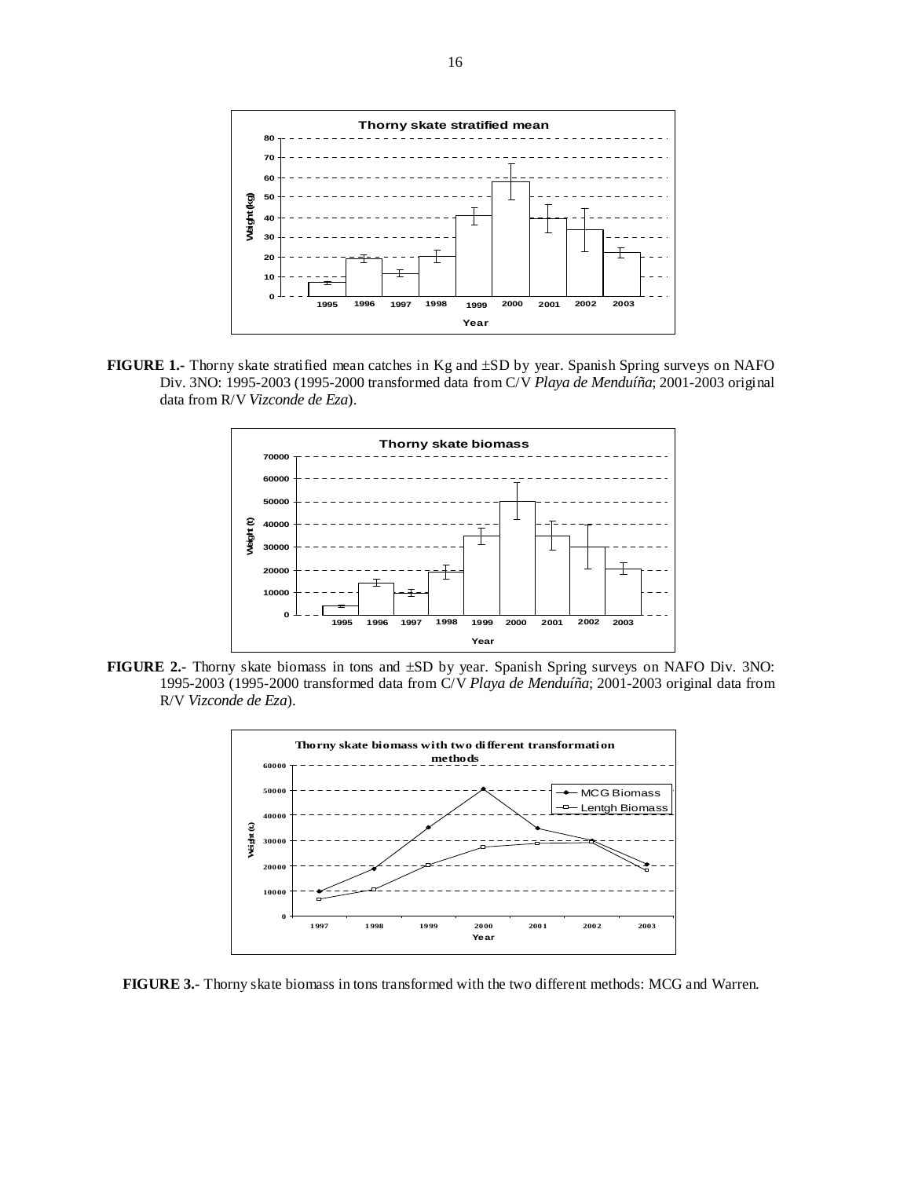**FIGURE 1.-** Thorny skate stratified mean catches in Kg and ±SD by year. Spanish Spring surveys on NAFO Div. 3NO: 1995-2003 (1995-2000 transformed data from C/V *Playa de Menduíña*; 2001-2003 original data from R/V *Vizconde de Eza*).

**FIGURE 2.-** Thorny skate biomass in tons and ±SD by year. Spanish Spring surveys on NAFO Div. 3NO: 1995-2003 (1995-2000 transformed data from C/V *Playa de Menduíña*; 2001-2003 original data from R/V *Vizconde de Eza*).

**FIGURE 3.-** Thorny skate biomass in tons transformed with the two different methods: MCG and Warren.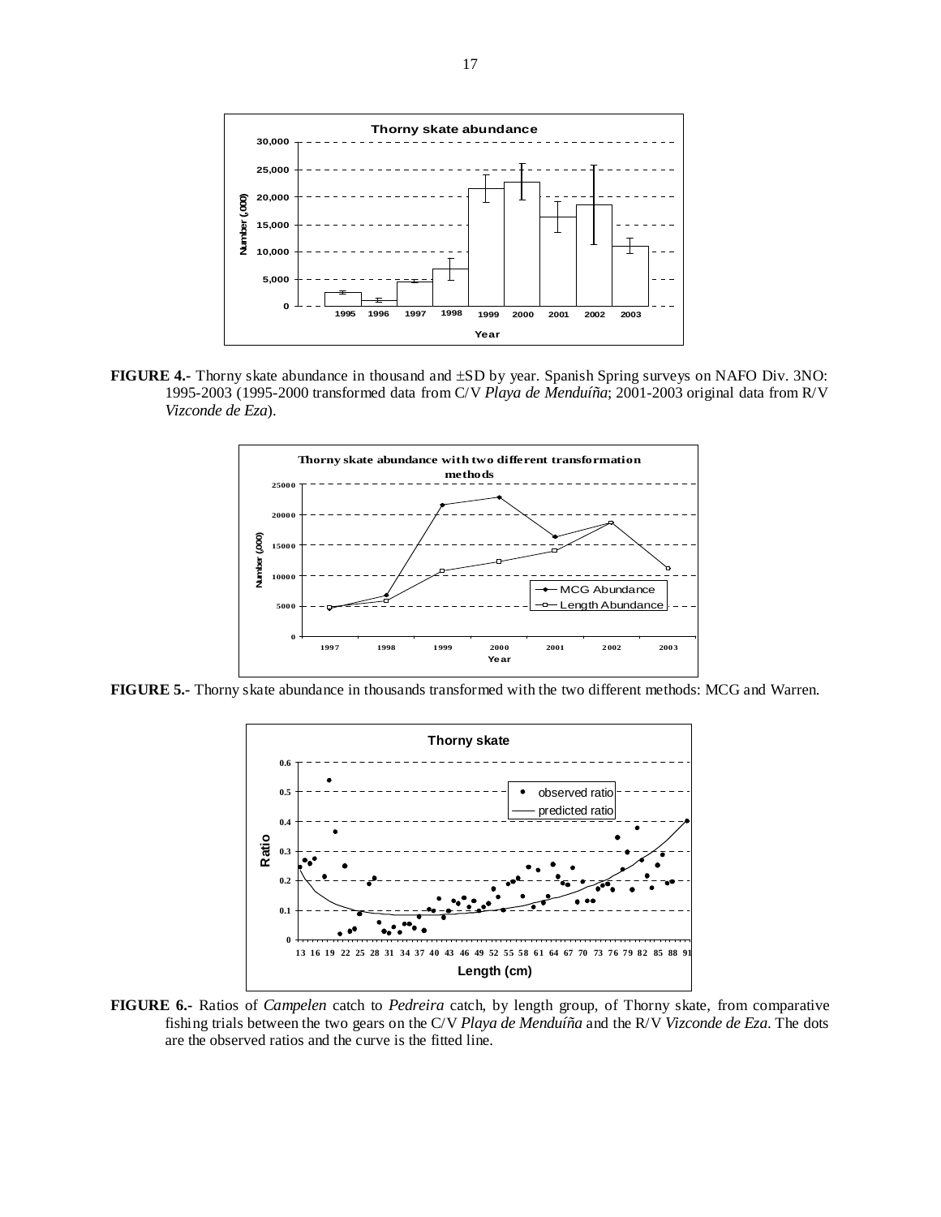**FIGURE 4.-** Thorny skate abundance in thousand and ±SD by year. Spanish Spring surveys on NAFO Div. 3NO: 1995-2003 (1995-2000 transformed data from C/V *Playa de Menduíña*; 2001-2003 original data from R/V *Vizconde de Eza*).

**FIGURE 5.-** Thorny skate abundance in thousands transformed with the two different methods: MCG and Warren.

**FIGURE 6.-** Ratios of *Campelen* catch to *Pedreira* catch, by length group, of Thorny skate, from comparative fishing trials between the two gears on the C/V *Playa de Menduíña* and the R/V *Vizconde de Eza*. The dots are the observed ratios and the curve is the fitted line.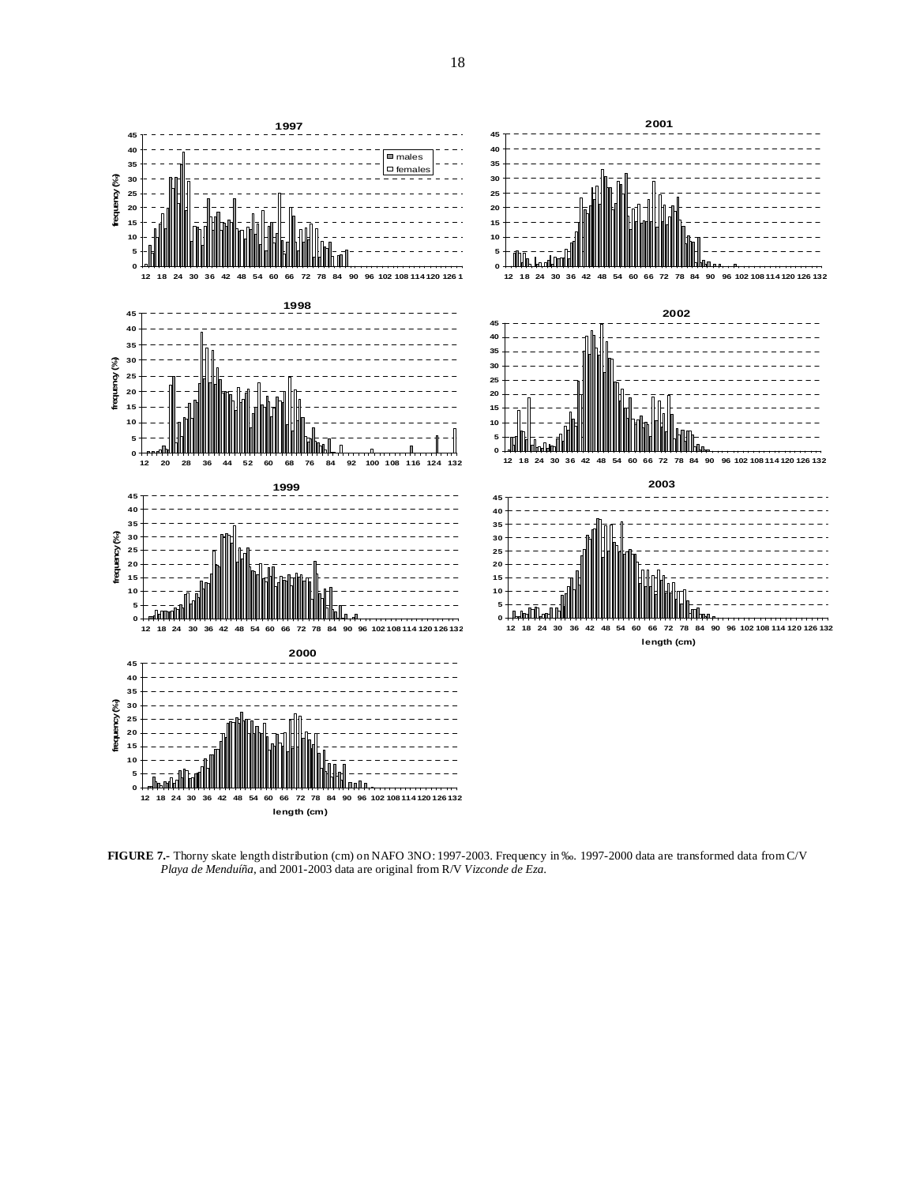1997

frequency (‰)

males
females

45
40
35
30
25
20
15
10
5
0

12 18 24 30 36 42 48 54 60 66 72 78 84 90 96 102 108 114 120 126 1

2001

12 18 24 30 36 42 48 54 60 66 72 78 84 90 96 102 108 114 120 126 132

1998

frequency (‰)

12 20 28 36 44 52 60 68 76 84 92 100 108 116 124 132

2002

12 18 24 30 36 42 48 54 60 66 72 78 84 90 96 102 108 114 120 126 132

1999

frequency (‰)

12 18 24 30 36 42 48 54 60 66 72 78 84 90 96 102 108 114 120 126 132

2003

12 18 24 30 36 42 48 54 60 66 72 78 84 90 96 102 108 114 120 126 132

length (cm)

2000

frequency (‰)

12 18 24 30 36 42 48 54 60 66 72 78 84 90 96 102 108 114 120 126 132

length (cm)

**FIGURE 7.-** Thorny skate length distribution (cm) on NAFO 3NO: 1997-2003. Frequency in ‰. 1997-2000 data are transformed data from C/V *Playa de Menduíña*, and 2001-2003 data are original from R/V *Vizconde de Eza*.